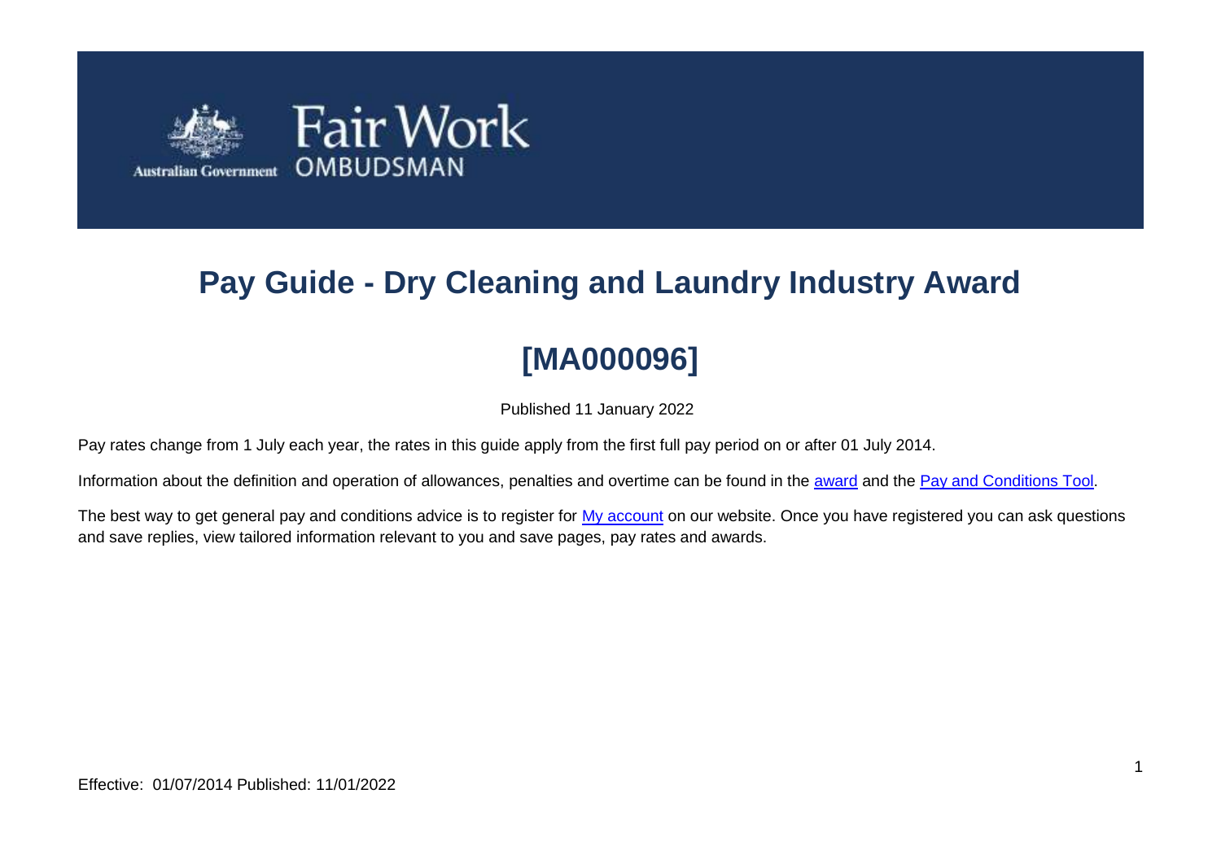# Pay Guide - Dry Cleaning and Laundry Industry Award

## [MA000096]

Published 11 January 2022

Pay rates change from 1 July each year, the rates in this guide apply from the first full pay period on or after 01 July 2014.

Information about the definition and operation of allowances, penalties and overtime can be found in the award and the Pay and Conditions Tool.

The best way to get general pay and conditions advice is to register for My account on our website. Once you have registered you can ask questions and save replies, view tailored information relevant to you and save pages, pay rates and awards.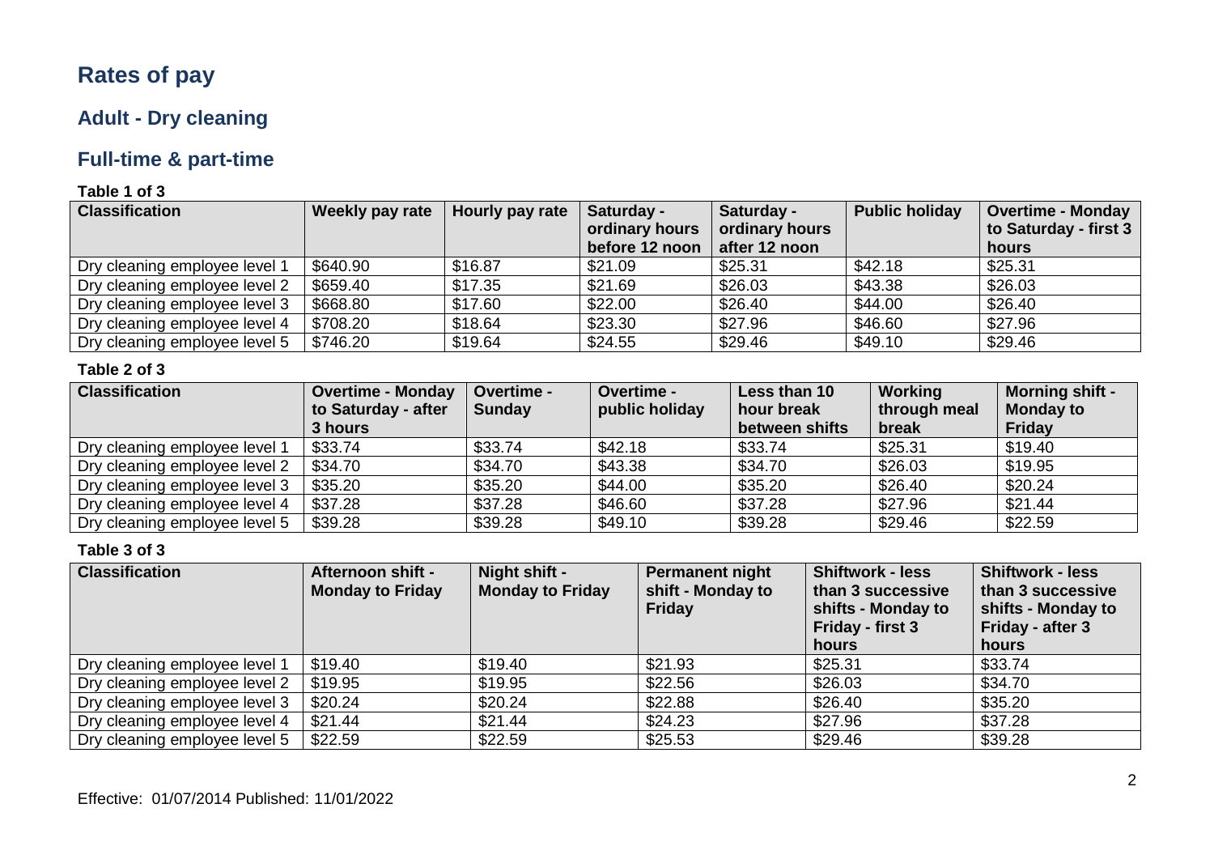# Rates of pay

## Adult - Dry cleaning

## Full-time & part-time

**Table 1 of 3**

| Classification | Weekly pay rate | Hourly pay rate | Saturday - ordinary hours before 12 noon | Saturday - ordinary hours after 12 noon | Public holiday | Overtime - Monday to Saturday - first 3 hours |
|---|---|---|---|---|---|---|
| Dry cleaning employee level 1 | $640.90 | $16.87 | $21.09 | $25.31 | $42.18 | $25.31 |
| Dry cleaning employee level 2 | $659.40 | $17.35 | $21.69 | $26.03 | $43.38 | $26.03 |
| Dry cleaning employee level 3 | $668.80 | $17.60 | $22.00 | $26.40 | $44.00 | $26.40 |
| Dry cleaning employee level 4 | $708.20 | $18.64 | $23.30 | $27.96 | $46.60 | $27.96 |
| Dry cleaning employee level 5 | $746.20 | $19.64 | $24.55 | $29.46 | $49.10 | $29.46 |

**Table 2 of 3**

| Classification | Overtime - Monday to Saturday - after 3 hours | Overtime - Sunday | Overtime - public holiday | Less than 10 hour break between shifts | Working through meal break | Morning shift - Monday to Friday |
|---|---|---|---|---|---|---|
| Dry cleaning employee level 1 | $33.74 | $33.74 | $42.18 | $33.74 | $25.31 | $19.40 |
| Dry cleaning employee level 2 | $34.70 | $34.70 | $43.38 | $34.70 | $26.03 | $19.95 |
| Dry cleaning employee level 3 | $35.20 | $35.20 | $44.00 | $35.20 | $26.40 | $20.24 |
| Dry cleaning employee level 4 | $37.28 | $37.28 | $46.60 | $37.28 | $27.96 | $21.44 |
| Dry cleaning employee level 5 | $39.28 | $39.28 | $49.10 | $39.28 | $29.46 | $22.59 |

**Table 3 of 3**

| Classification | Afternoon shift - Monday to Friday | Night shift - Monday to Friday | Permanent night shift - Monday to Friday | Shiftwork - less than 3 successive shifts - Monday to Friday - first 3 hours | Shiftwork - less than 3 successive shifts - Monday to Friday - after 3 hours |
|---|---|---|---|---|---|
| Dry cleaning employee level 1 | $19.40 | $19.40 | $21.93 | $25.31 | $33.74 |
| Dry cleaning employee level 2 | $19.95 | $19.95 | $22.56 | $26.03 | $34.70 |
| Dry cleaning employee level 3 | $20.24 | $20.24 | $22.88 | $26.40 | $35.20 |
| Dry cleaning employee level 4 | $21.44 | $21.44 | $24.23 | $27.96 | $37.28 |
| Dry cleaning employee level 5 | $22.59 | $22.59 | $25.53 | $29.46 | $39.28 |

Effective: 01/07/2014 Published: 11/01/2022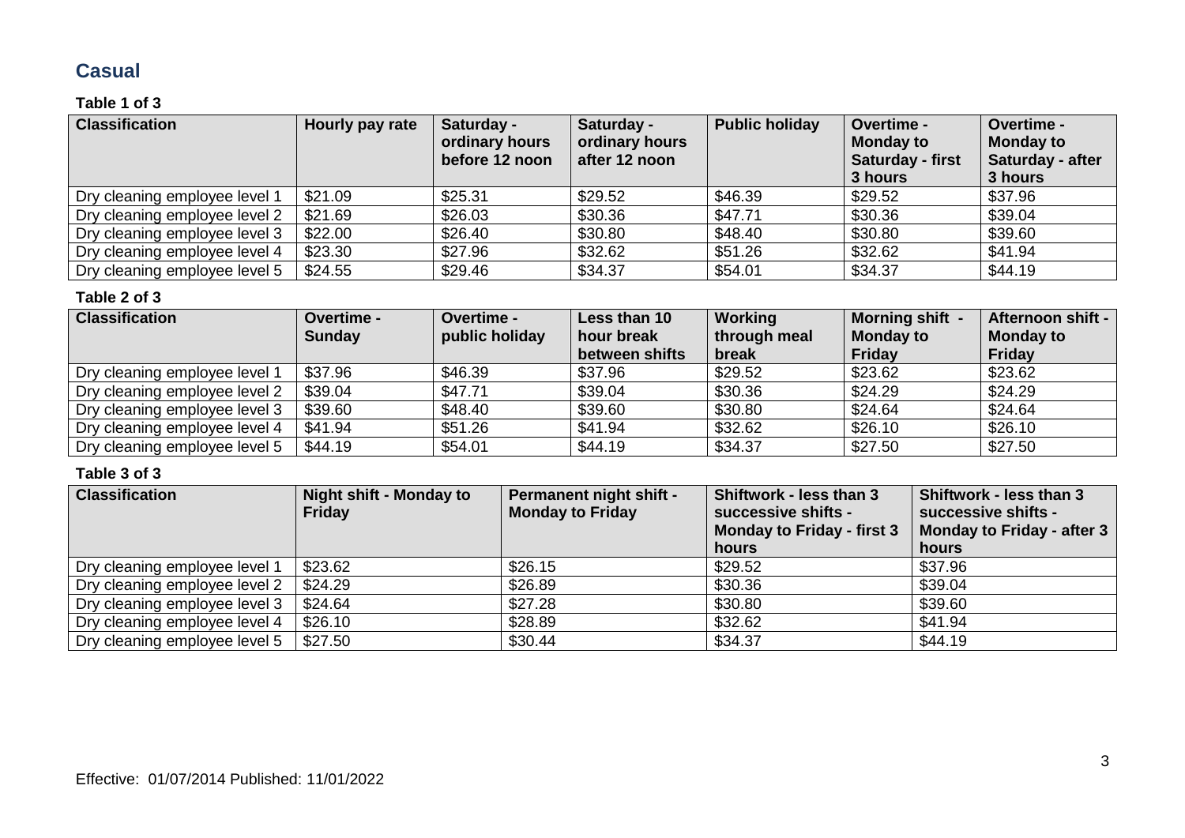## Casual

**Table 1 of 3**

| Classification | Hourly pay rate | Saturday - ordinary hours before 12 noon | Saturday - ordinary hours after 12 noon | Public holiday | Overtime - Monday to Saturday - first 3 hours | Overtime - Monday to Saturday - after 3 hours |
|---|---|---|---|---|---|---|
| Dry cleaning employee level 1 | $21.09 | $25.31 | $29.52 | $46.39 | $29.52 | $37.96 |
| Dry cleaning employee level 2 | $21.69 | $26.03 | $30.36 | $47.71 | $30.36 | $39.04 |
| Dry cleaning employee level 3 | $22.00 | $26.40 | $30.80 | $48.40 | $30.80 | $39.60 |
| Dry cleaning employee level 4 | $23.30 | $27.96 | $32.62 | $51.26 | $32.62 | $41.94 |
| Dry cleaning employee level 5 | $24.55 | $29.46 | $34.37 | $54.01 | $34.37 | $44.19 |

**Table 2 of 3**

| Classification | Overtime - Sunday | Overtime - public holiday | Less than 10 hour break between shifts | Working through meal break | Morning shift - Monday to Friday | Afternoon shift - Monday to Friday |
|---|---|---|---|---|---|---|
| Dry cleaning employee level 1 | $37.96 | $46.39 | $37.96 | $29.52 | $23.62 | $23.62 |
| Dry cleaning employee level 2 | $39.04 | $47.71 | $39.04 | $30.36 | $24.29 | $24.29 |
| Dry cleaning employee level 3 | $39.60 | $48.40 | $39.60 | $30.80 | $24.64 | $24.64 |
| Dry cleaning employee level 4 | $41.94 | $51.26 | $41.94 | $32.62 | $26.10 | $26.10 |
| Dry cleaning employee level 5 | $44.19 | $54.01 | $44.19 | $34.37 | $27.50 | $27.50 |

**Table 3 of 3**

| Classification | Night shift - Monday to Friday | Permanent night shift - Monday to Friday | Shiftwork - less than 3 successive shifts - Monday to Friday - first 3 hours | Shiftwork - less than 3 successive shifts - Monday to Friday - after 3 hours |
|---|---|---|---|---|
| Dry cleaning employee level 1 | $23.62 | $26.15 | $29.52 | $37.96 |
| Dry cleaning employee level 2 | $24.29 | $26.89 | $30.36 | $39.04 |
| Dry cleaning employee level 3 | $24.64 | $27.28 | $30.80 | $39.60 |
| Dry cleaning employee level 4 | $26.10 | $28.89 | $32.62 | $41.94 |
| Dry cleaning employee level 5 | $27.50 | $30.44 | $34.37 | $44.19 |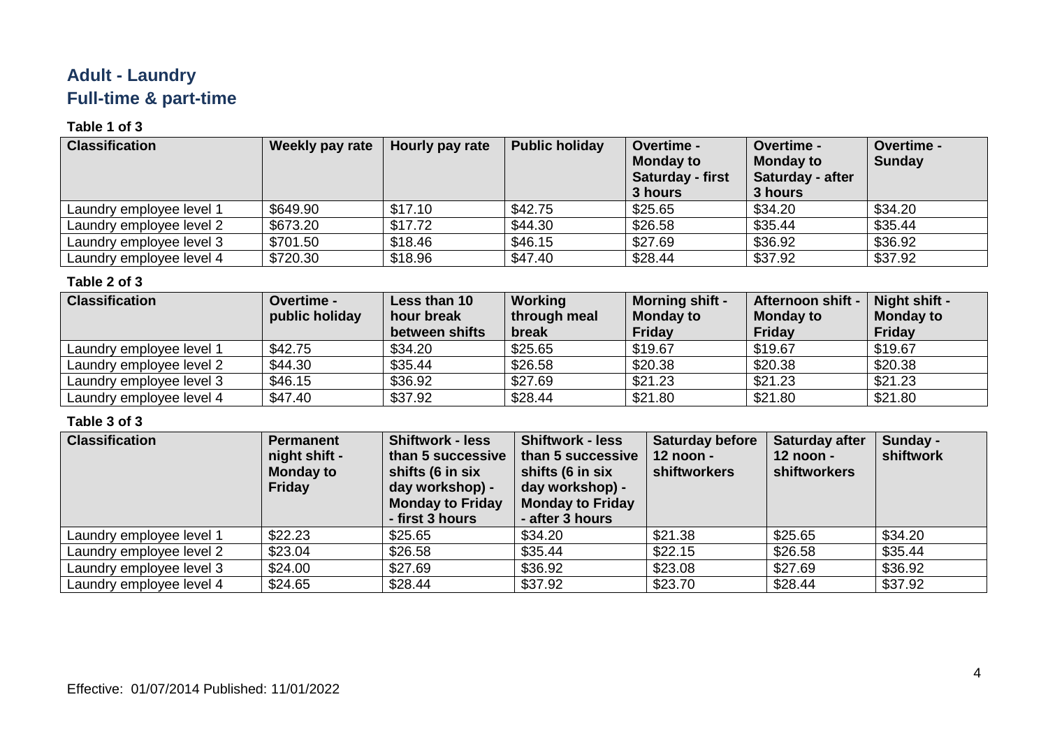## Adult - Laundry
## Full-time & part-time

**Table 1 of 3**

| Classification | Weekly pay rate | Hourly pay rate | Public holiday | Overtime - Monday to Saturday - first 3 hours | Overtime - Monday to Saturday - after 3 hours | Overtime - Sunday |
|---|---|---|---|---|---|---|
| Laundry employee level 1 | $649.90 | $17.10 | $42.75 | $25.65 | $34.20 | $34.20 |
| Laundry employee level 2 | $673.20 | $17.72 | $44.30 | $26.58 | $35.44 | $35.44 |
| Laundry employee level 3 | $701.50 | $18.46 | $46.15 | $27.69 | $36.92 | $36.92 |
| Laundry employee level 4 | $720.30 | $18.96 | $47.40 | $28.44 | $37.92 | $37.92 |

**Table 2 of 3**

| Classification | Overtime - public holiday | Less than 10 hour break between shifts | Working through meal break | Morning shift - Monday to Friday | Afternoon shift - Monday to Friday | Night shift - Monday to Friday |
|---|---|---|---|---|---|---|
| Laundry employee level 1 | $42.75 | $34.20 | $25.65 | $19.67 | $19.67 | $19.67 |
| Laundry employee level 2 | $44.30 | $35.44 | $26.58 | $20.38 | $20.38 | $20.38 |
| Laundry employee level 3 | $46.15 | $36.92 | $27.69 | $21.23 | $21.23 | $21.23 |
| Laundry employee level 4 | $47.40 | $37.92 | $28.44 | $21.80 | $21.80 | $21.80 |

**Table 3 of 3**

| Classification | Permanent night shift - Monday to Friday | Shiftwork - less than 5 successive shifts (6 in six day workshop) - Monday to Friday - first 3 hours | Shiftwork - less than 5 successive shifts (6 in six day workshop) - Monday to Friday - after 3 hours | Saturday before 12 noon - shiftworkers | Saturday after 12 noon - shiftworkers | Sunday - shiftwork |
|---|---|---|---|---|---|---|
| Laundry employee level 1 | $22.23 | $25.65 | $34.20 | $21.38 | $25.65 | $34.20 |
| Laundry employee level 2 | $23.04 | $26.58 | $35.44 | $22.15 | $26.58 | $35.44 |
| Laundry employee level 3 | $24.00 | $27.69 | $36.92 | $23.08 | $27.69 | $36.92 |
| Laundry employee level 4 | $24.65 | $28.44 | $37.92 | $23.70 | $28.44 | $37.92 |

Effective: 01/07/2014 Published: 11/01/2022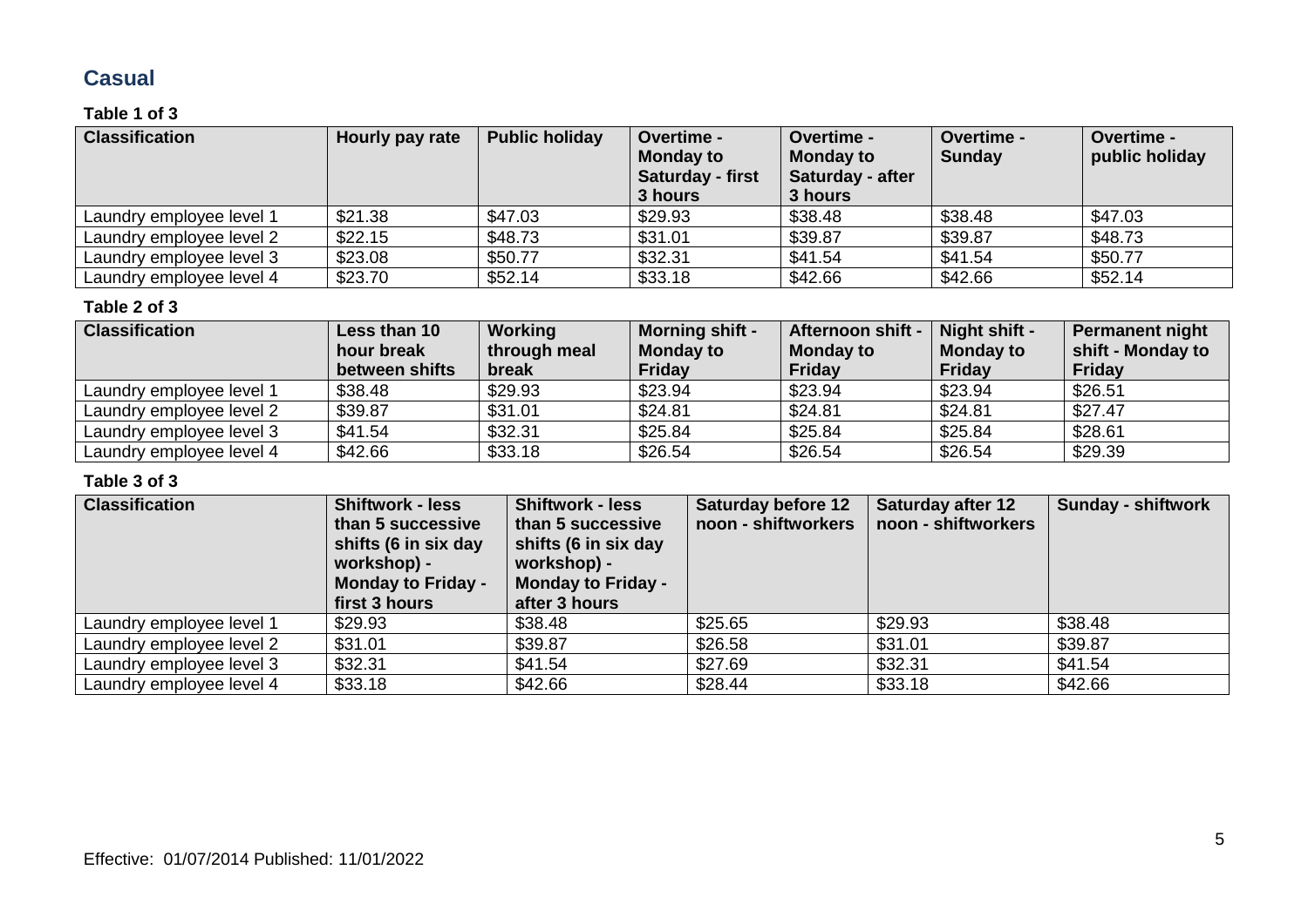## Casual

**Table 1 of 3**

| Classification | Hourly pay rate | Public holiday | Overtime - Monday to Saturday - first 3 hours | Overtime - Monday to Saturday - after 3 hours | Overtime - Sunday | Overtime - public holiday |
|---|---|---|---|---|---|---|
| Laundry employee level 1 | $21.38 | $47.03 | $29.93 | $38.48 | $38.48 | $47.03 |
| Laundry employee level 2 | $22.15 | $48.73 | $31.01 | $39.87 | $39.87 | $48.73 |
| Laundry employee level 3 | $23.08 | $50.77 | $32.31 | $41.54 | $41.54 | $50.77 |
| Laundry employee level 4 | $23.70 | $52.14 | $33.18 | $42.66 | $42.66 | $52.14 |

**Table 2 of 3**

| Classification | Less than 10 hour break between shifts | Working through meal break | Morning shift - Monday to Friday | Afternoon shift - Monday to Friday | Night shift - Monday to Friday | Permanent night shift - Monday to Friday |
|---|---|---|---|---|---|---|
| Laundry employee level 1 | $38.48 | $29.93 | $23.94 | $23.94 | $23.94 | $26.51 |
| Laundry employee level 2 | $39.87 | $31.01 | $24.81 | $24.81 | $24.81 | $27.47 |
| Laundry employee level 3 | $41.54 | $32.31 | $25.84 | $25.84 | $25.84 | $28.61 |
| Laundry employee level 4 | $42.66 | $33.18 | $26.54 | $26.54 | $26.54 | $29.39 |

**Table 3 of 3**

| Classification | Shiftwork - less than 5 successive shifts (6 in six day workshop) - Monday to Friday - first 3 hours | Shiftwork - less than 5 successive shifts (6 in six day workshop) - Monday to Friday - after 3 hours | Saturday before 12 noon - shiftworkers | Saturday after 12 noon - shiftworkers | Sunday - shiftwork |
|---|---|---|---|---|---|
| Laundry employee level 1 | $29.93 | $38.48 | $25.65 | $29.93 | $38.48 |
| Laundry employee level 2 | $31.01 | $39.87 | $26.58 | $31.01 | $39.87 |
| Laundry employee level 3 | $32.31 | $41.54 | $27.69 | $32.31 | $41.54 |
| Laundry employee level 4 | $33.18 | $42.66 | $28.44 | $33.18 | $42.66 |

Effective: 01/07/2014 Published: 11/01/2022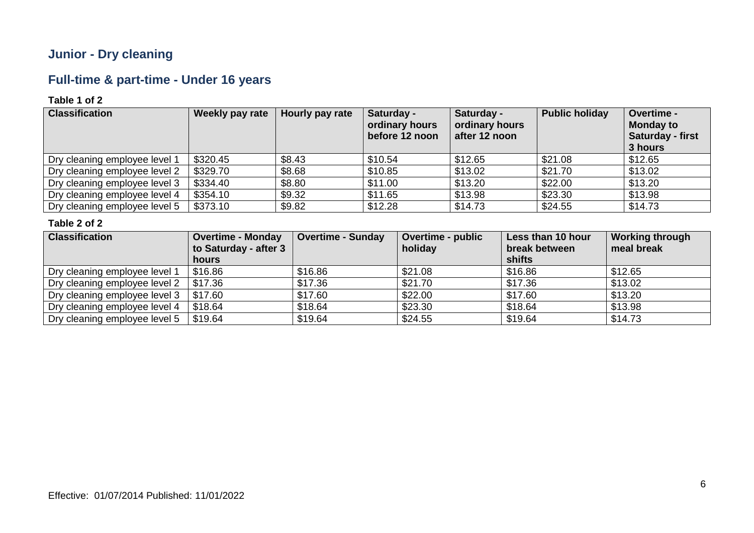## Junior - Dry cleaning

## Full-time & part-time - Under 16 years

**Table 1 of 2**

| Classification | Weekly pay rate | Hourly pay rate | Saturday - ordinary hours before 12 noon | Saturday - ordinary hours after 12 noon | Public holiday | Overtime - Monday to Saturday - first 3 hours |
|---|---|---|---|---|---|---|
| Dry cleaning employee level 1 | $320.45 | $8.43 | $10.54 | $12.65 | $21.08 | $12.65 |
| Dry cleaning employee level 2 | $329.70 | $8.68 | $10.85 | $13.02 | $21.70 | $13.02 |
| Dry cleaning employee level 3 | $334.40 | $8.80 | $11.00 | $13.20 | $22.00 | $13.20 |
| Dry cleaning employee level 4 | $354.10 | $9.32 | $11.65 | $13.98 | $23.30 | $13.98 |
| Dry cleaning employee level 5 | $373.10 | $9.82 | $12.28 | $14.73 | $24.55 | $14.73 |

**Table 2 of 2**

| Classification | Overtime - Monday to Saturday - after 3 hours | Overtime - Sunday | Overtime - public holiday | Less than 10 hour break between shifts | Working through meal break |
|---|---|---|---|---|---|
| Dry cleaning employee level 1 | $16.86 | $16.86 | $21.08 | $16.86 | $12.65 |
| Dry cleaning employee level 2 | $17.36 | $17.36 | $21.70 | $17.36 | $13.02 |
| Dry cleaning employee level 3 | $17.60 | $17.60 | $22.00 | $17.60 | $13.20 |
| Dry cleaning employee level 4 | $18.64 | $18.64 | $23.30 | $18.64 | $13.98 |
| Dry cleaning employee level 5 | $19.64 | $19.64 | $24.55 | $19.64 | $14.73 |

Effective: 01/07/2014 Published: 11/01/2022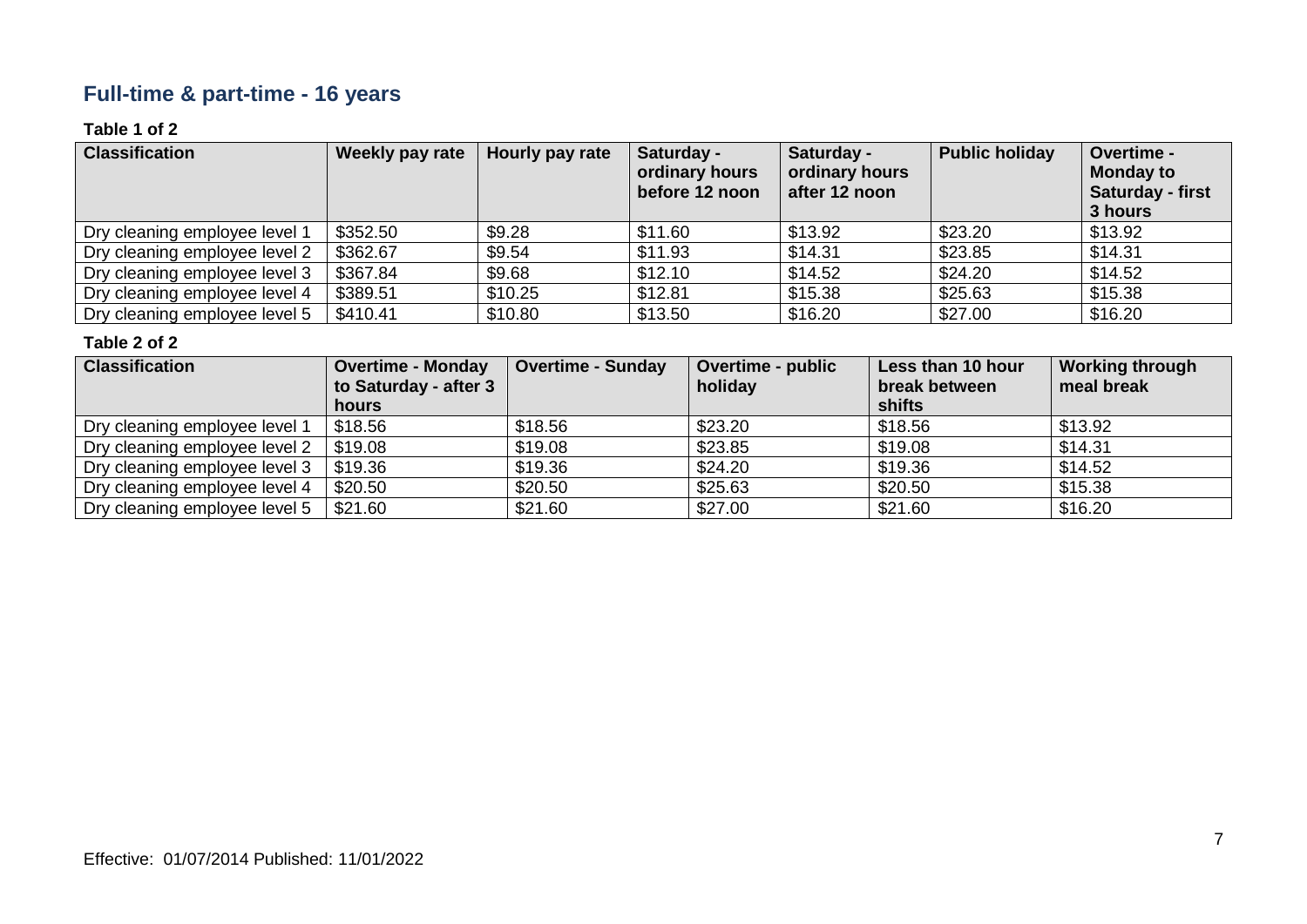## Full-time & part-time - 16 years

**Table 1 of 2**

| Classification | Weekly pay rate | Hourly pay rate | Saturday - ordinary hours before 12 noon | Saturday - ordinary hours after 12 noon | Public holiday | Overtime - Monday to Saturday - first 3 hours |
|---|---|---|---|---|---|---|
| Dry cleaning employee level 1 | $352.50 | $9.28 | $11.60 | $13.92 | $23.20 | $13.92 |
| Dry cleaning employee level 2 | $362.67 | $9.54 | $11.93 | $14.31 | $23.85 | $14.31 |
| Dry cleaning employee level 3 | $367.84 | $9.68 | $12.10 | $14.52 | $24.20 | $14.52 |
| Dry cleaning employee level 4 | $389.51 | $10.25 | $12.81 | $15.38 | $25.63 | $15.38 |
| Dry cleaning employee level 5 | $410.41 | $10.80 | $13.50 | $16.20 | $27.00 | $16.20 |

**Table 2 of 2**

| Classification | Overtime - Monday to Saturday - after 3 hours | Overtime - Sunday | Overtime - public holiday | Less than 10 hour break between shifts | Working through meal break |
|---|---|---|---|---|---|
| Dry cleaning employee level 1 | $18.56 | $18.56 | $23.20 | $18.56 | $13.92 |
| Dry cleaning employee level 2 | $19.08 | $19.08 | $23.85 | $19.08 | $14.31 |
| Dry cleaning employee level 3 | $19.36 | $19.36 | $24.20 | $19.36 | $14.52 |
| Dry cleaning employee level 4 | $20.50 | $20.50 | $25.63 | $20.50 | $15.38 |
| Dry cleaning employee level 5 | $21.60 | $21.60 | $27.00 | $21.60 | $16.20 |

Effective: 01/07/2014 Published: 11/01/2022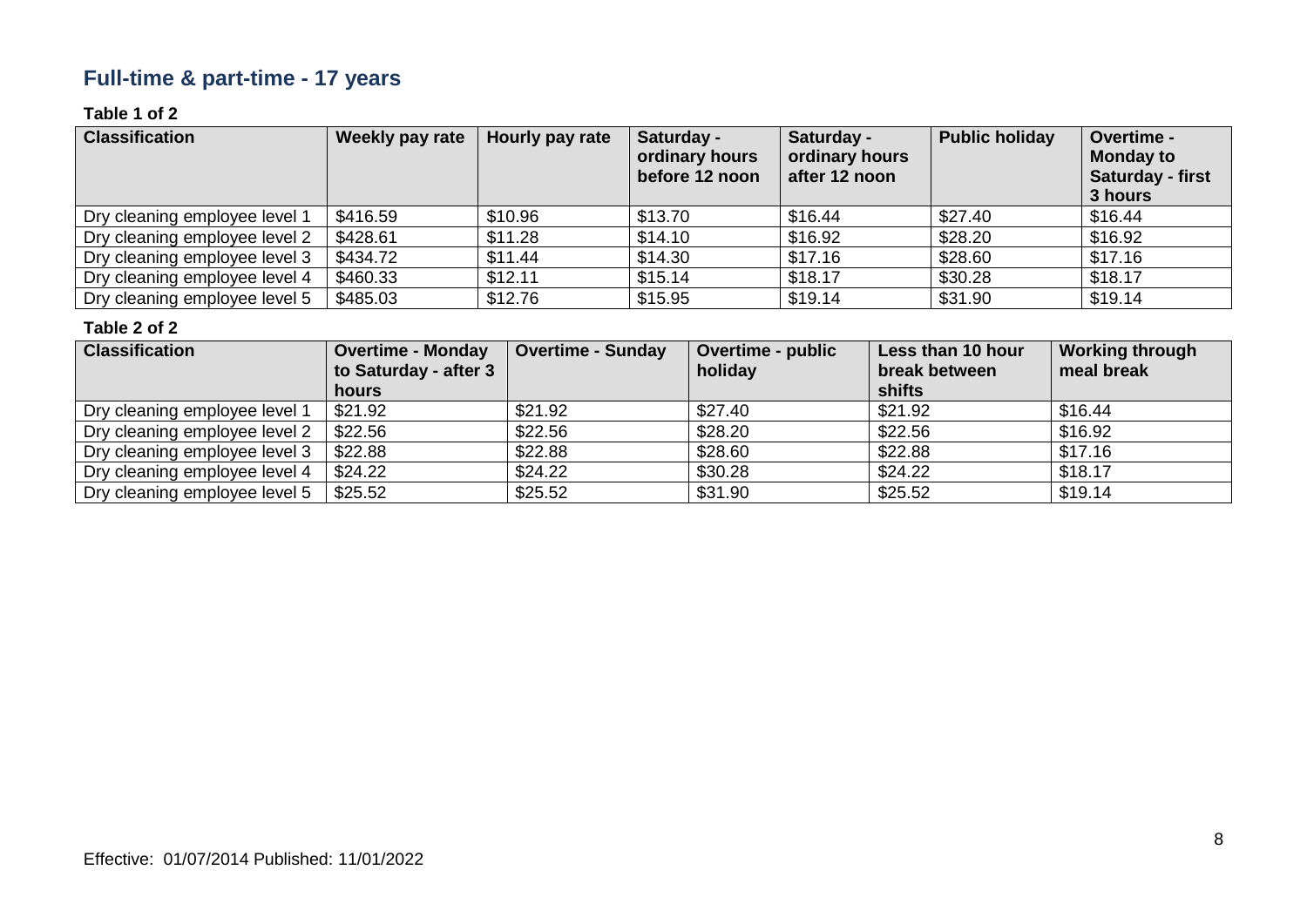## Full-time & part-time - 17 years

**Table 1 of 2**

| Classification | Weekly pay rate | Hourly pay rate | Saturday - ordinary hours before 12 noon | Saturday - ordinary hours after 12 noon | Public holiday | Overtime - Monday to Saturday - first 3 hours |
|---|---|---|---|---|---|---|
| Dry cleaning employee level 1 | $416.59 | $10.96 | $13.70 | $16.44 | $27.40 | $16.44 |
| Dry cleaning employee level 2 | $428.61 | $11.28 | $14.10 | $16.92 | $28.20 | $16.92 |
| Dry cleaning employee level 3 | $434.72 | $11.44 | $14.30 | $17.16 | $28.60 | $17.16 |
| Dry cleaning employee level 4 | $460.33 | $12.11 | $15.14 | $18.17 | $30.28 | $18.17 |
| Dry cleaning employee level 5 | $485.03 | $12.76 | $15.95 | $19.14 | $31.90 | $19.14 |

**Table 2 of 2**

| Classification | Overtime - Monday to Saturday - after 3 hours | Overtime - Sunday | Overtime - public holiday | Less than 10 hour break between shifts | Working through meal break |
|---|---|---|---|---|---|
| Dry cleaning employee level 1 | $21.92 | $21.92 | $27.40 | $21.92 | $16.44 |
| Dry cleaning employee level 2 | $22.56 | $22.56 | $28.20 | $22.56 | $16.92 |
| Dry cleaning employee level 3 | $22.88 | $22.88 | $28.60 | $22.88 | $17.16 |
| Dry cleaning employee level 4 | $24.22 | $24.22 | $30.28 | $24.22 | $18.17 |
| Dry cleaning employee level 5 | $25.52 | $25.52 | $31.90 | $25.52 | $19.14 |

Effective: 01/07/2014 Published: 11/01/2022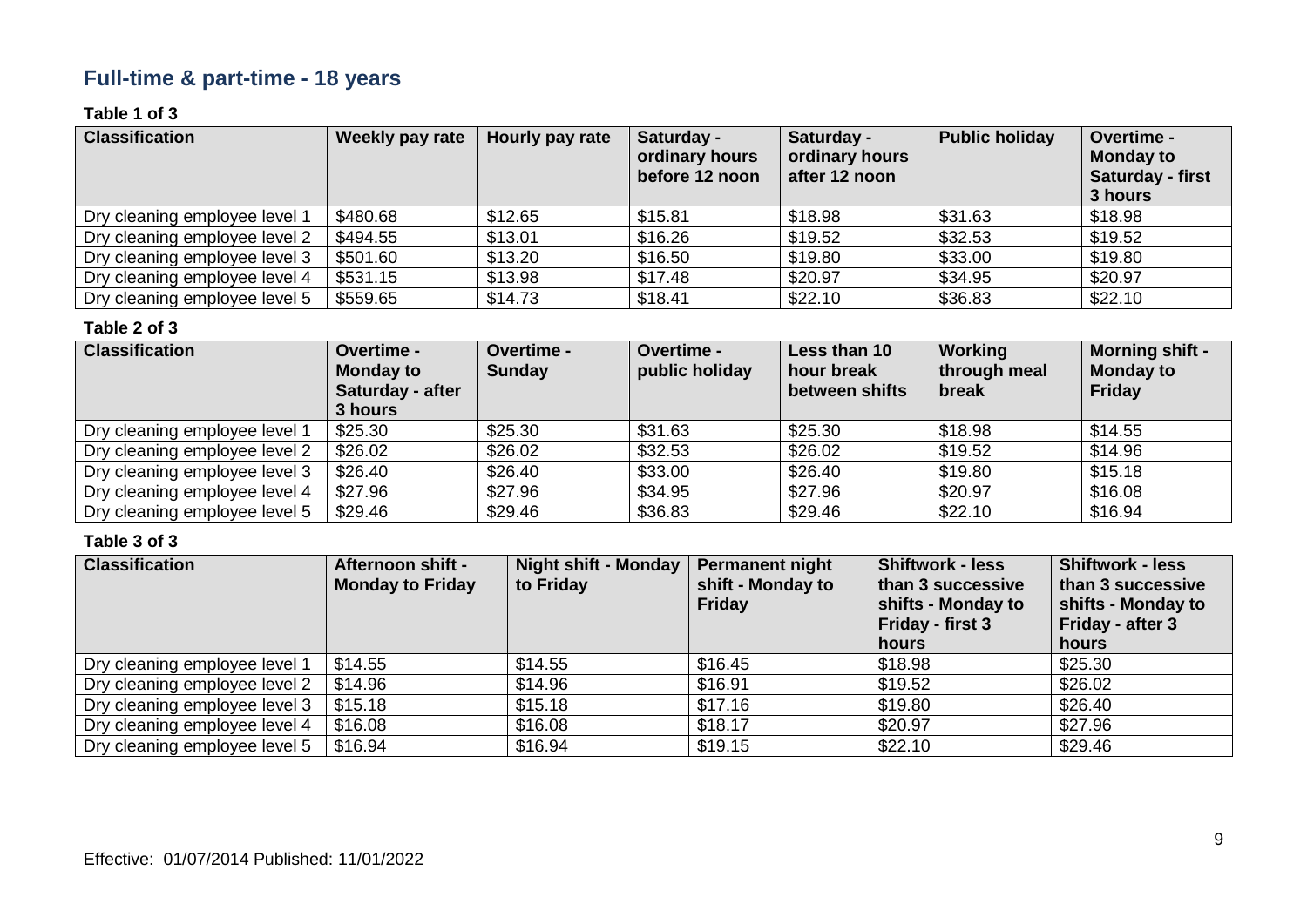## Full-time & part-time - 18 years

**Table 1 of 3**

| Classification | Weekly pay rate | Hourly pay rate | Saturday - ordinary hours before 12 noon | Saturday - ordinary hours after 12 noon | Public holiday | Overtime - Monday to Saturday - first 3 hours |
|---|---|---|---|---|---|---|
| Dry cleaning employee level 1 | $480.68 | $12.65 | $15.81 | $18.98 | $31.63 | $18.98 |
| Dry cleaning employee level 2 | $494.55 | $13.01 | $16.26 | $19.52 | $32.53 | $19.52 |
| Dry cleaning employee level 3 | $501.60 | $13.20 | $16.50 | $19.80 | $33.00 | $19.80 |
| Dry cleaning employee level 4 | $531.15 | $13.98 | $17.48 | $20.97 | $34.95 | $20.97 |
| Dry cleaning employee level 5 | $559.65 | $14.73 | $18.41 | $22.10 | $36.83 | $22.10 |

**Table 2 of 3**

| Classification | Overtime - Monday to Saturday - after 3 hours | Overtime - Sunday | Overtime - public holiday | Less than 10 hour break between shifts | Working through meal break | Morning shift - Monday to Friday |
|---|---|---|---|---|---|---|
| Dry cleaning employee level 1 | $25.30 | $25.30 | $31.63 | $25.30 | $18.98 | $14.55 |
| Dry cleaning employee level 2 | $26.02 | $26.02 | $32.53 | $26.02 | $19.52 | $14.96 |
| Dry cleaning employee level 3 | $26.40 | $26.40 | $33.00 | $26.40 | $19.80 | $15.18 |
| Dry cleaning employee level 4 | $27.96 | $27.96 | $34.95 | $27.96 | $20.97 | $16.08 |
| Dry cleaning employee level 5 | $29.46 | $29.46 | $36.83 | $29.46 | $22.10 | $16.94 |

**Table 3 of 3**

| Classification | Afternoon shift - Monday to Friday | Night shift - Monday to Friday | Permanent night shift - Monday to Friday | Shiftwork - less than 3 successive shifts - Monday to Friday - first 3 hours | Shiftwork - less than 3 successive shifts - Monday to Friday - after 3 hours |
|---|---|---|---|---|---|
| Dry cleaning employee level 1 | $14.55 | $14.55 | $16.45 | $18.98 | $25.30 |
| Dry cleaning employee level 2 | $14.96 | $14.96 | $16.91 | $19.52 | $26.02 |
| Dry cleaning employee level 3 | $15.18 | $15.18 | $17.16 | $19.80 | $26.40 |
| Dry cleaning employee level 4 | $16.08 | $16.08 | $18.17 | $20.97 | $27.96 |
| Dry cleaning employee level 5 | $16.94 | $16.94 | $19.15 | $22.10 | $29.46 |

Effective: 01/07/2014 Published: 11/01/2022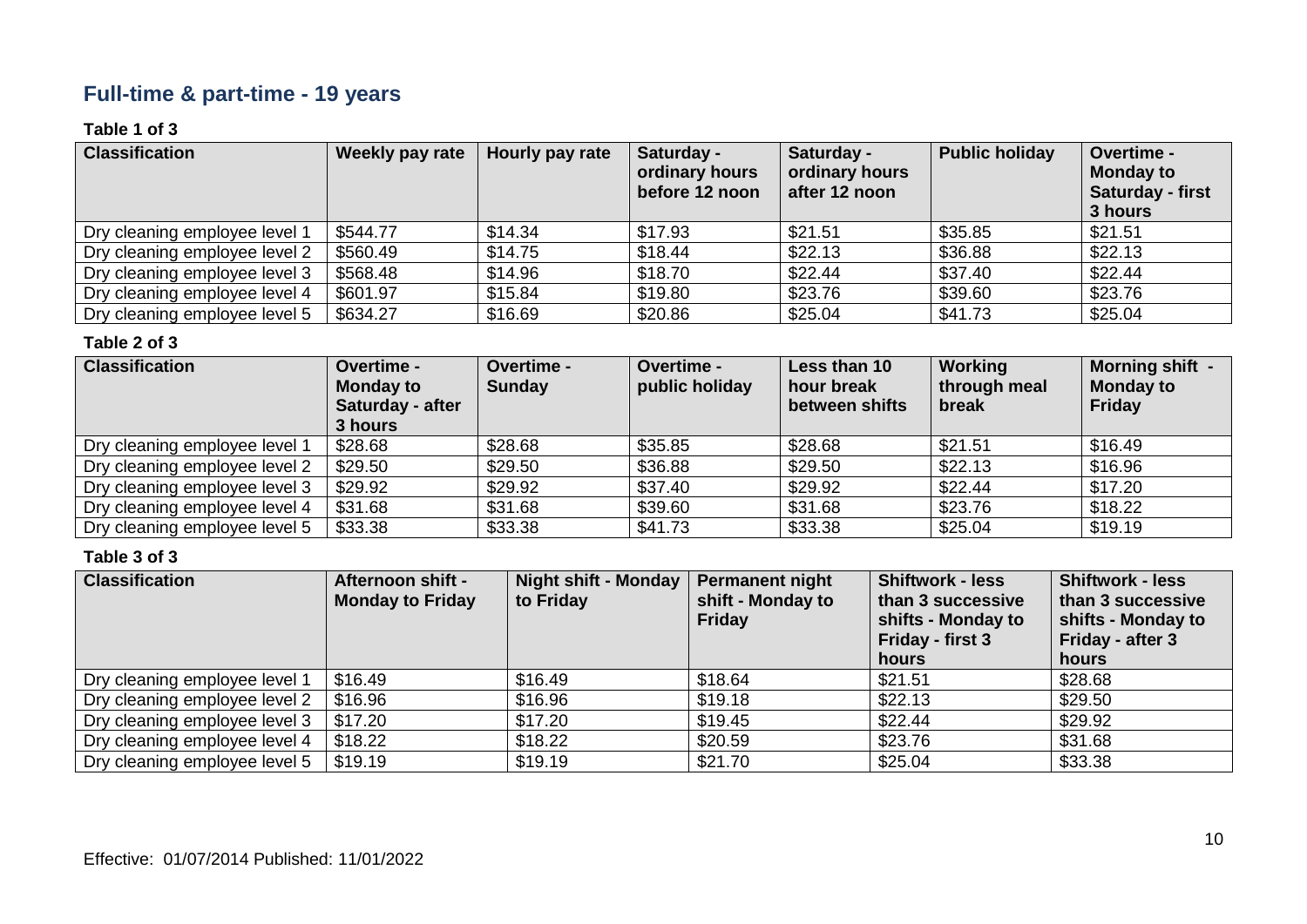## Full-time & part-time - 19 years

**Table 1 of 3**

| Classification | Weekly pay rate | Hourly pay rate | Saturday - ordinary hours before 12 noon | Saturday - ordinary hours after 12 noon | Public holiday | Overtime - Monday to Saturday - first 3 hours |
|---|---|---|---|---|---|---|
| Dry cleaning employee level 1 | $544.77 | $14.34 | $17.93 | $21.51 | $35.85 | $21.51 |
| Dry cleaning employee level 2 | $560.49 | $14.75 | $18.44 | $22.13 | $36.88 | $22.13 |
| Dry cleaning employee level 3 | $568.48 | $14.96 | $18.70 | $22.44 | $37.40 | $22.44 |
| Dry cleaning employee level 4 | $601.97 | $15.84 | $19.80 | $23.76 | $39.60 | $23.76 |
| Dry cleaning employee level 5 | $634.27 | $16.69 | $20.86 | $25.04 | $41.73 | $25.04 |

**Table 2 of 3**

| Classification | Overtime - Monday to Saturday - after 3 hours | Overtime - Sunday | Overtime - public holiday | Less than 10 hour break between shifts | Working through meal break | Morning shift - Monday to Friday |
|---|---|---|---|---|---|---|
| Dry cleaning employee level 1 | $28.68 | $28.68 | $35.85 | $28.68 | $21.51 | $16.49 |
| Dry cleaning employee level 2 | $29.50 | $29.50 | $36.88 | $29.50 | $22.13 | $16.96 |
| Dry cleaning employee level 3 | $29.92 | $29.92 | $37.40 | $29.92 | $22.44 | $17.20 |
| Dry cleaning employee level 4 | $31.68 | $31.68 | $39.60 | $31.68 | $23.76 | $18.22 |
| Dry cleaning employee level 5 | $33.38 | $33.38 | $41.73 | $33.38 | $25.04 | $19.19 |

**Table 3 of 3**

| Classification | Afternoon shift - Monday to Friday | Night shift - Monday to Friday | Permanent night shift - Monday to Friday | Shiftwork - less than 3 successive shifts - Monday to Friday - first 3 hours | Shiftwork - less than 3 successive shifts - Monday to Friday - after 3 hours |
|---|---|---|---|---|---|
| Dry cleaning employee level 1 | $16.49 | $16.49 | $18.64 | $21.51 | $28.68 |
| Dry cleaning employee level 2 | $16.96 | $16.96 | $19.18 | $22.13 | $29.50 |
| Dry cleaning employee level 3 | $17.20 | $17.20 | $19.45 | $22.44 | $29.92 |
| Dry cleaning employee level 4 | $18.22 | $18.22 | $20.59 | $23.76 | $31.68 |
| Dry cleaning employee level 5 | $19.19 | $19.19 | $21.70 | $25.04 | $33.38 |

Effective: 01/07/2014 Published: 11/01/2022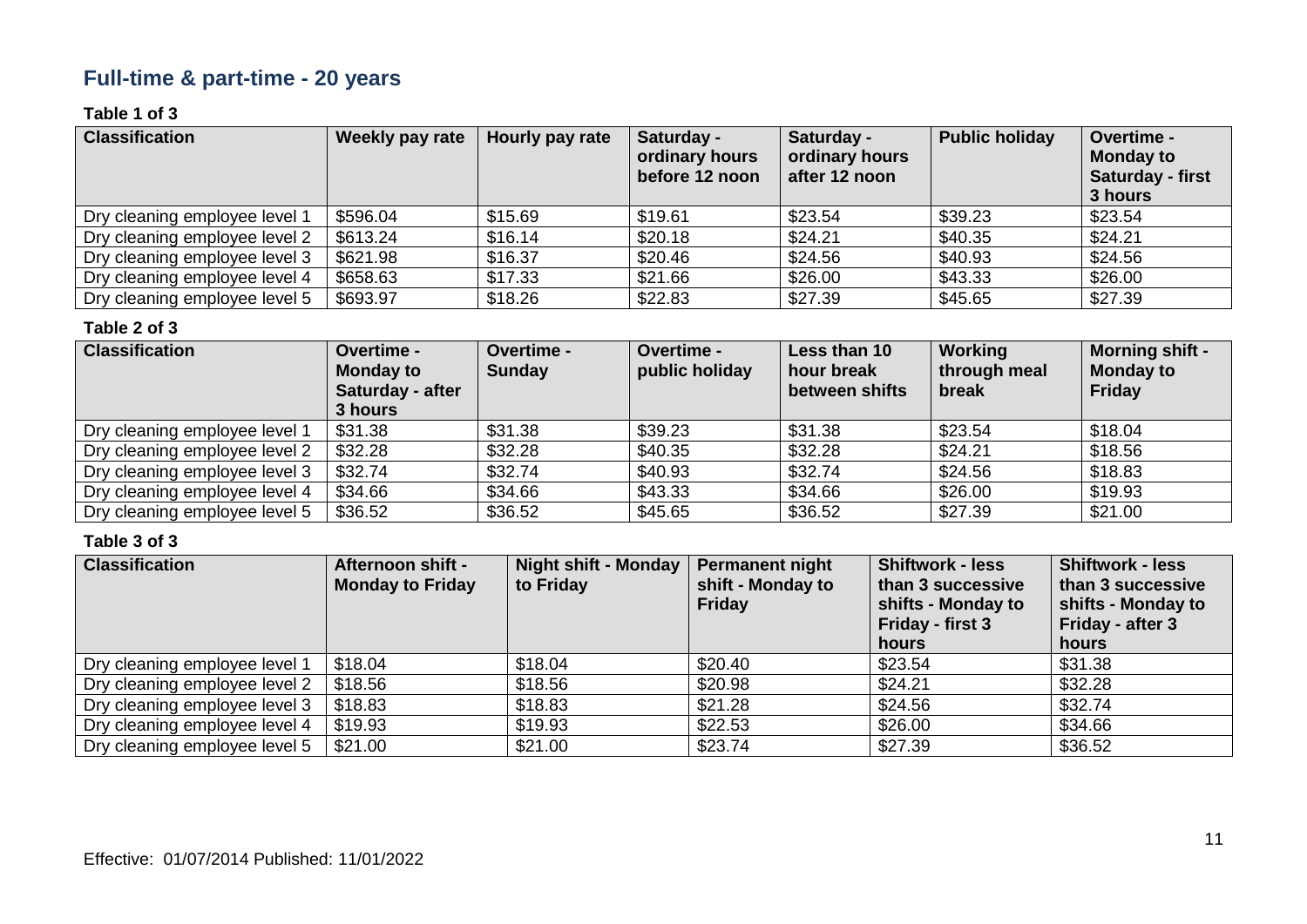## Full-time & part-time - 20 years

**Table 1 of 3**

| Classification | Weekly pay rate | Hourly pay rate | Saturday - ordinary hours before 12 noon | Saturday - ordinary hours after 12 noon | Public holiday | Overtime - Monday to Saturday - first 3 hours |
|---|---|---|---|---|---|---|
| Dry cleaning employee level 1 | $596.04 | $15.69 | $19.61 | $23.54 | $39.23 | $23.54 |
| Dry cleaning employee level 2 | $613.24 | $16.14 | $20.18 | $24.21 | $40.35 | $24.21 |
| Dry cleaning employee level 3 | $621.98 | $16.37 | $20.46 | $24.56 | $40.93 | $24.56 |
| Dry cleaning employee level 4 | $658.63 | $17.33 | $21.66 | $26.00 | $43.33 | $26.00 |
| Dry cleaning employee level 5 | $693.97 | $18.26 | $22.83 | $27.39 | $45.65 | $27.39 |

**Table 2 of 3**

| Classification | Overtime - Monday to Saturday - after 3 hours | Overtime - Sunday | Overtime - public holiday | Less than 10 hour break between shifts | Working through meal break | Morning shift - Monday to Friday |
|---|---|---|---|---|---|---|
| Dry cleaning employee level 1 | $31.38 | $31.38 | $39.23 | $31.38 | $23.54 | $18.04 |
| Dry cleaning employee level 2 | $32.28 | $32.28 | $40.35 | $32.28 | $24.21 | $18.56 |
| Dry cleaning employee level 3 | $32.74 | $32.74 | $40.93 | $32.74 | $24.56 | $18.83 |
| Dry cleaning employee level 4 | $34.66 | $34.66 | $43.33 | $34.66 | $26.00 | $19.93 |
| Dry cleaning employee level 5 | $36.52 | $36.52 | $45.65 | $36.52 | $27.39 | $21.00 |

**Table 3 of 3**

| Classification | Afternoon shift - Monday to Friday | Night shift - Monday to Friday | Permanent night shift - Monday to Friday | Shiftwork - less than 3 successive shifts - Monday to Friday - first 3 hours | Shiftwork - less than 3 successive shifts - Monday to Friday - after 3 hours |
|---|---|---|---|---|---|
| Dry cleaning employee level 1 | $18.04 | $18.04 | $20.40 | $23.54 | $31.38 |
| Dry cleaning employee level 2 | $18.56 | $18.56 | $20.98 | $24.21 | $32.28 |
| Dry cleaning employee level 3 | $18.83 | $18.83 | $21.28 | $24.56 | $32.74 |
| Dry cleaning employee level 4 | $19.93 | $19.93 | $22.53 | $26.00 | $34.66 |
| Dry cleaning employee level 5 | $21.00 | $21.00 | $23.74 | $27.39 | $36.52 |

Effective: 01/07/2014 Published: 11/01/2022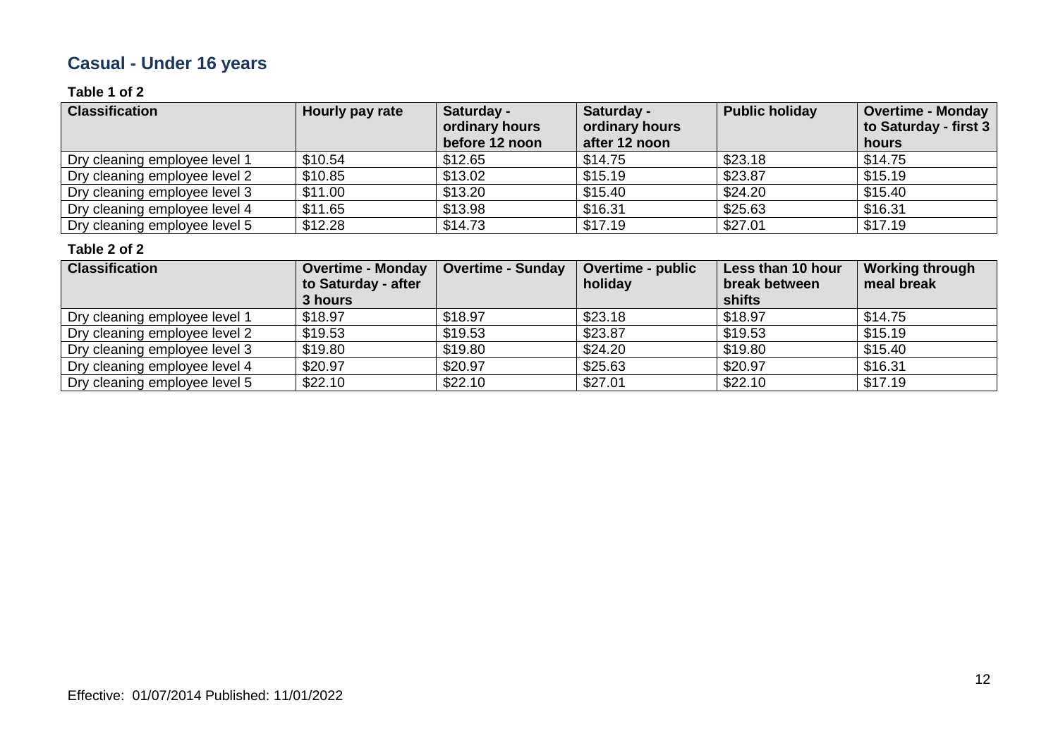## Casual - Under 16 years

**Table 1 of 2**

| Classification | Hourly pay rate | Saturday - ordinary hours before 12 noon | Saturday - ordinary hours after 12 noon | Public holiday | Overtime - Monday to Saturday - first 3 hours |
|---|---|---|---|---|---|
| Dry cleaning employee level 1 | $10.54 | $12.65 | $14.75 | $23.18 | $14.75 |
| Dry cleaning employee level 2 | $10.85 | $13.02 | $15.19 | $23.87 | $15.19 |
| Dry cleaning employee level 3 | $11.00 | $13.20 | $15.40 | $24.20 | $15.40 |
| Dry cleaning employee level 4 | $11.65 | $13.98 | $16.31 | $25.63 | $16.31 |
| Dry cleaning employee level 5 | $12.28 | $14.73 | $17.19 | $27.01 | $17.19 |

**Table 2 of 2**

| Classification | Overtime - Monday to Saturday - after 3 hours | Overtime - Sunday | Overtime - public holiday | Less than 10 hour break between shifts | Working through meal break |
|---|---|---|---|---|---|
| Dry cleaning employee level 1 | $18.97 | $18.97 | $23.18 | $18.97 | $14.75 |
| Dry cleaning employee level 2 | $19.53 | $19.53 | $23.87 | $19.53 | $15.19 |
| Dry cleaning employee level 3 | $19.80 | $19.80 | $24.20 | $19.80 | $15.40 |
| Dry cleaning employee level 4 | $20.97 | $20.97 | $25.63 | $20.97 | $16.31 |
| Dry cleaning employee level 5 | $22.10 | $22.10 | $27.01 | $22.10 | $17.19 |

Effective: 01/07/2014 Published: 11/01/2022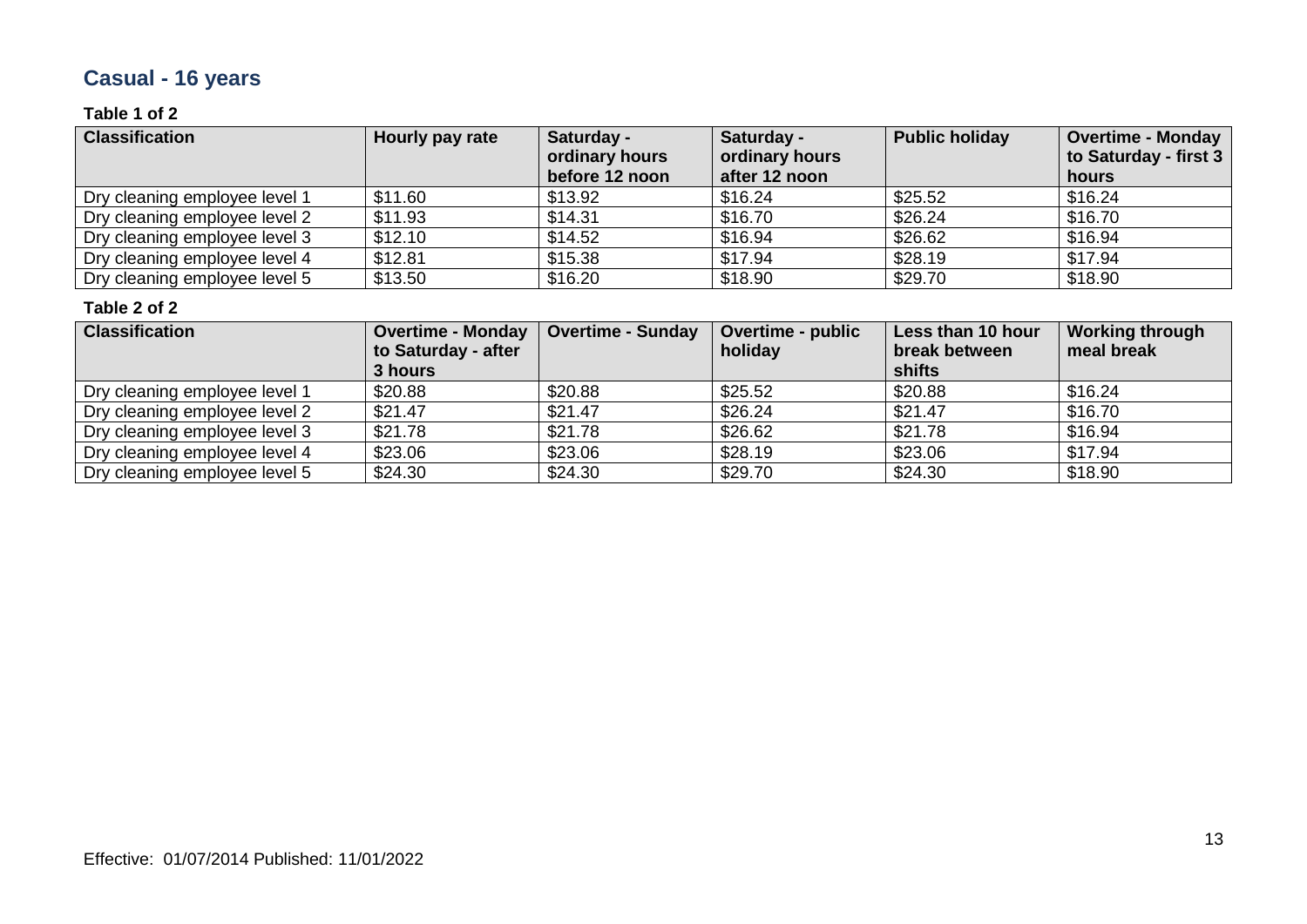## Casual - 16 years

**Table 1 of 2**

| Classification | Hourly pay rate | Saturday - ordinary hours before 12 noon | Saturday - ordinary hours after 12 noon | Public holiday | Overtime - Monday to Saturday - first 3 hours |
|---|---|---|---|---|---|
| Dry cleaning employee level 1 | $11.60 | $13.92 | $16.24 | $25.52 | $16.24 |
| Dry cleaning employee level 2 | $11.93 | $14.31 | $16.70 | $26.24 | $16.70 |
| Dry cleaning employee level 3 | $12.10 | $14.52 | $16.94 | $26.62 | $16.94 |
| Dry cleaning employee level 4 | $12.81 | $15.38 | $17.94 | $28.19 | $17.94 |
| Dry cleaning employee level 5 | $13.50 | $16.20 | $18.90 | $29.70 | $18.90 |

**Table 2 of 2**

| Classification | Overtime - Monday to Saturday - after 3 hours | Overtime - Sunday | Overtime - public holiday | Less than 10 hour break between shifts | Working through meal break |
|---|---|---|---|---|---|
| Dry cleaning employee level 1 | $20.88 | $20.88 | $25.52 | $20.88 | $16.24 |
| Dry cleaning employee level 2 | $21.47 | $21.47 | $26.24 | $21.47 | $16.70 |
| Dry cleaning employee level 3 | $21.78 | $21.78 | $26.62 | $21.78 | $16.94 |
| Dry cleaning employee level 4 | $23.06 | $23.06 | $28.19 | $23.06 | $17.94 |
| Dry cleaning employee level 5 | $24.30 | $24.30 | $29.70 | $24.30 | $18.90 |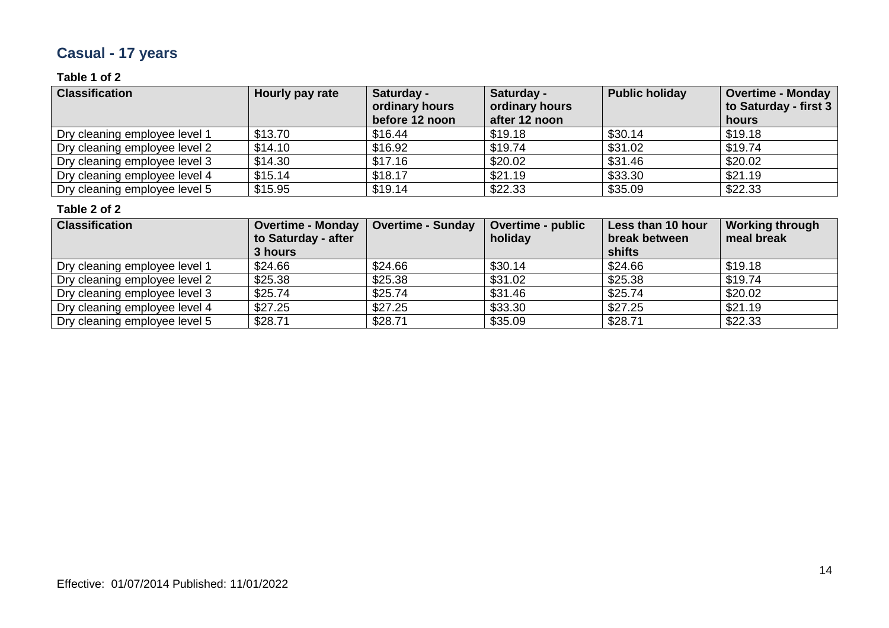## Casual - 17 years

**Table 1 of 2**

| Classification | Hourly pay rate | Saturday - ordinary hours before 12 noon | Saturday - ordinary hours after 12 noon | Public holiday | Overtime - Monday to Saturday - first 3 hours |
|---|---|---|---|---|---|
| Dry cleaning employee level 1 | $13.70 | $16.44 | $19.18 | $30.14 | $19.18 |
| Dry cleaning employee level 2 | $14.10 | $16.92 | $19.74 | $31.02 | $19.74 |
| Dry cleaning employee level 3 | $14.30 | $17.16 | $20.02 | $31.46 | $20.02 |
| Dry cleaning employee level 4 | $15.14 | $18.17 | $21.19 | $33.30 | $21.19 |
| Dry cleaning employee level 5 | $15.95 | $19.14 | $22.33 | $35.09 | $22.33 |

**Table 2 of 2**

| Classification | Overtime - Monday to Saturday - after 3 hours | Overtime - Sunday | Overtime - public holiday | Less than 10 hour break between shifts | Working through meal break |
|---|---|---|---|---|---|
| Dry cleaning employee level 1 | $24.66 | $24.66 | $30.14 | $24.66 | $19.18 |
| Dry cleaning employee level 2 | $25.38 | $25.38 | $31.02 | $25.38 | $19.74 |
| Dry cleaning employee level 3 | $25.74 | $25.74 | $31.46 | $25.74 | $20.02 |
| Dry cleaning employee level 4 | $27.25 | $27.25 | $33.30 | $27.25 | $21.19 |
| Dry cleaning employee level 5 | $28.71 | $28.71 | $35.09 | $28.71 | $22.33 |

Effective: 01/07/2014 Published: 11/01/2022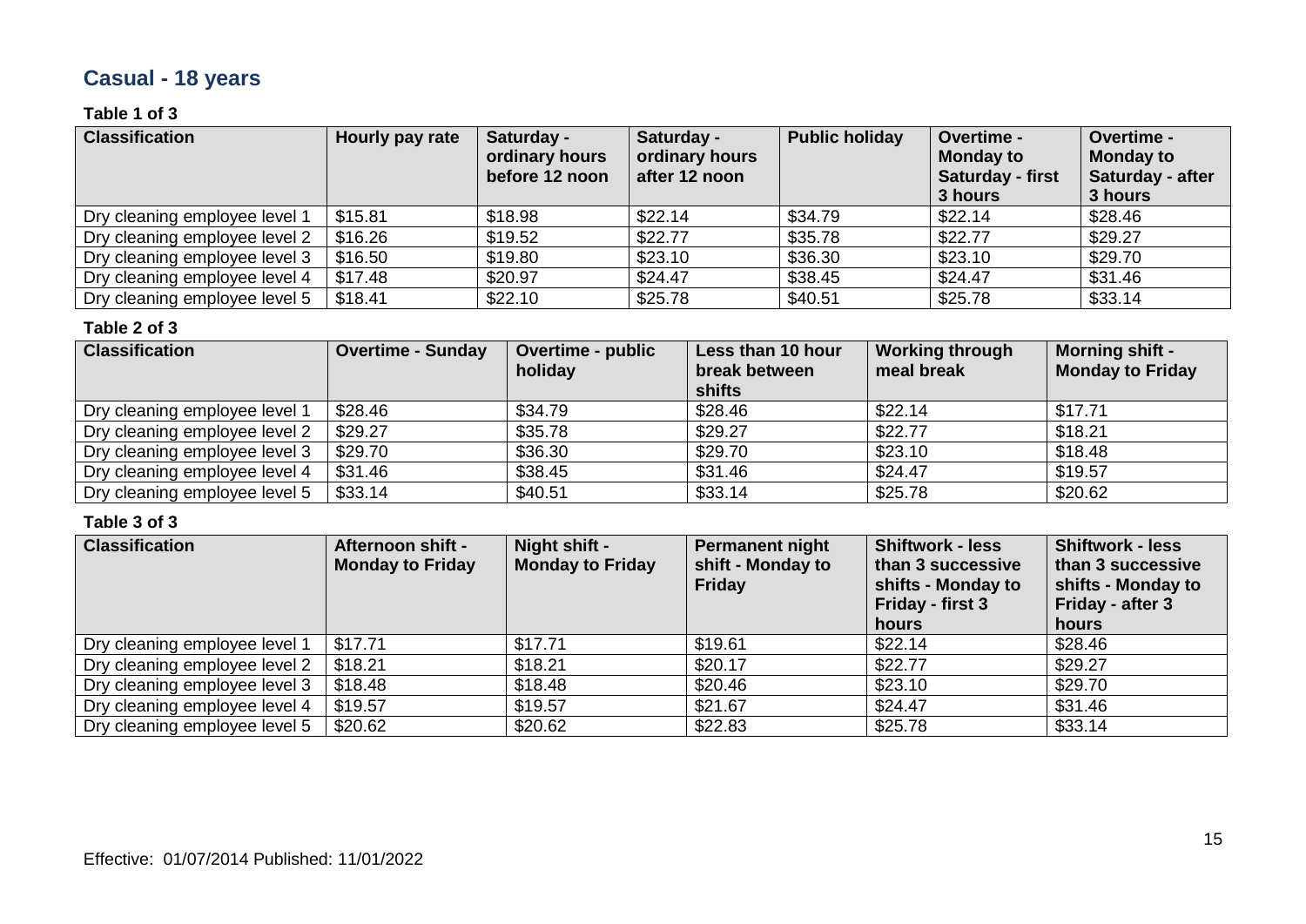## Casual - 18 years

**Table 1 of 3**

| Classification | Hourly pay rate | Saturday - ordinary hours before 12 noon | Saturday - ordinary hours after 12 noon | Public holiday | Overtime - Monday to Saturday - first 3 hours | Overtime - Monday to Saturday - after 3 hours |
|---|---|---|---|---|---|---|
| Dry cleaning employee level 1 | $15.81 | $18.98 | $22.14 | $34.79 | $22.14 | $28.46 |
| Dry cleaning employee level 2 | $16.26 | $19.52 | $22.77 | $35.78 | $22.77 | $29.27 |
| Dry cleaning employee level 3 | $16.50 | $19.80 | $23.10 | $36.30 | $23.10 | $29.70 |
| Dry cleaning employee level 4 | $17.48 | $20.97 | $24.47 | $38.45 | $24.47 | $31.46 |
| Dry cleaning employee level 5 | $18.41 | $22.10 | $25.78 | $40.51 | $25.78 | $33.14 |

**Table 2 of 3**

| Classification | Overtime - Sunday | Overtime - public holiday | Less than 10 hour break between shifts | Working through meal break | Morning shift - Monday to Friday |
|---|---|---|---|---|---|
| Dry cleaning employee level 1 | $28.46 | $34.79 | $28.46 | $22.14 | $17.71 |
| Dry cleaning employee level 2 | $29.27 | $35.78 | $29.27 | $22.77 | $18.21 |
| Dry cleaning employee level 3 | $29.70 | $36.30 | $29.70 | $23.10 | $18.48 |
| Dry cleaning employee level 4 | $31.46 | $38.45 | $31.46 | $24.47 | $19.57 |
| Dry cleaning employee level 5 | $33.14 | $40.51 | $33.14 | $25.78 | $20.62 |

**Table 3 of 3**

| Classification | Afternoon shift - Monday to Friday | Night shift - Monday to Friday | Permanent night shift - Monday to Friday | Shiftwork - less than 3 successive shifts - Monday to Friday - first 3 hours | Shiftwork - less than 3 successive shifts - Monday to Friday - after 3 hours |
|---|---|---|---|---|---|
| Dry cleaning employee level 1 | $17.71 | $17.71 | $19.61 | $22.14 | $28.46 |
| Dry cleaning employee level 2 | $18.21 | $18.21 | $20.17 | $22.77 | $29.27 |
| Dry cleaning employee level 3 | $18.48 | $18.48 | $20.46 | $23.10 | $29.70 |
| Dry cleaning employee level 4 | $19.57 | $19.57 | $21.67 | $24.47 | $31.46 |
| Dry cleaning employee level 5 | $20.62 | $20.62 | $22.83 | $25.78 | $33.14 |

Effective: 01/07/2014 Published: 11/01/2022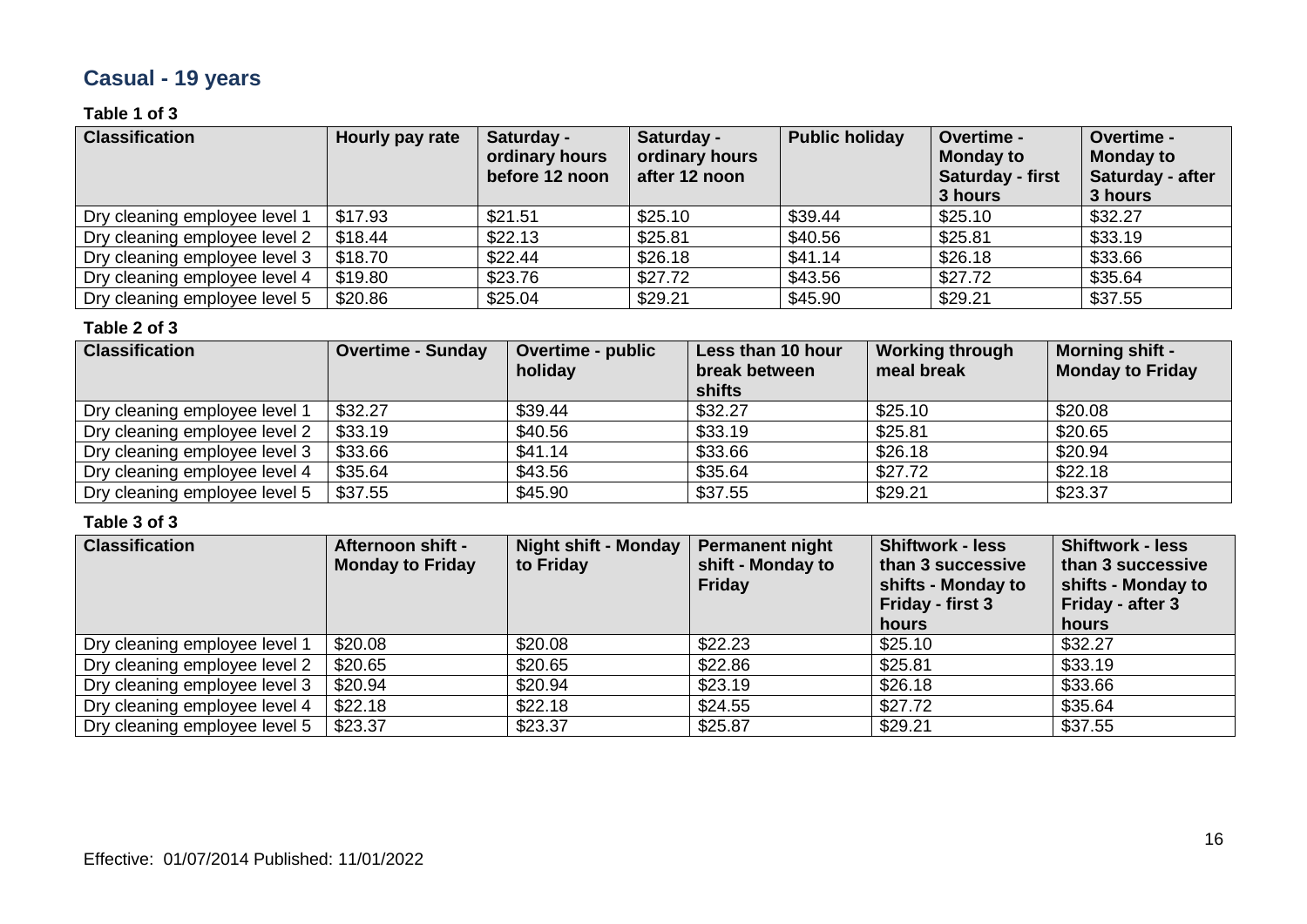## Casual - 19 years

**Table 1 of 3**

| Classification | Hourly pay rate | Saturday - ordinary hours before 12 noon | Saturday - ordinary hours after 12 noon | Public holiday | Overtime - Monday to Saturday - first 3 hours | Overtime - Monday to Saturday - after 3 hours |
|---|---|---|---|---|---|---|
| Dry cleaning employee level 1 | $17.93 | $21.51 | $25.10 | $39.44 | $25.10 | $32.27 |
| Dry cleaning employee level 2 | $18.44 | $22.13 | $25.81 | $40.56 | $25.81 | $33.19 |
| Dry cleaning employee level 3 | $18.70 | $22.44 | $26.18 | $41.14 | $26.18 | $33.66 |
| Dry cleaning employee level 4 | $19.80 | $23.76 | $27.72 | $43.56 | $27.72 | $35.64 |
| Dry cleaning employee level 5 | $20.86 | $25.04 | $29.21 | $45.90 | $29.21 | $37.55 |

**Table 2 of 3**

| Classification | Overtime - Sunday | Overtime - public holiday | Less than 10 hour break between shifts | Working through meal break | Morning shift - Monday to Friday |
|---|---|---|---|---|---|
| Dry cleaning employee level 1 | $32.27 | $39.44 | $32.27 | $25.10 | $20.08 |
| Dry cleaning employee level 2 | $33.19 | $40.56 | $33.19 | $25.81 | $20.65 |
| Dry cleaning employee level 3 | $33.66 | $41.14 | $33.66 | $26.18 | $20.94 |
| Dry cleaning employee level 4 | $35.64 | $43.56 | $35.64 | $27.72 | $22.18 |
| Dry cleaning employee level 5 | $37.55 | $45.90 | $37.55 | $29.21 | $23.37 |

**Table 3 of 3**

| Classification | Afternoon shift - Monday to Friday | Night shift - Monday to Friday | Permanent night shift - Monday to Friday | Shiftwork - less than 3 successive shifts - Monday to Friday - first 3 hours | Shiftwork - less than 3 successive shifts - Monday to Friday - after 3 hours |
|---|---|---|---|---|---|
| Dry cleaning employee level 1 | $20.08 | $20.08 | $22.23 | $25.10 | $32.27 |
| Dry cleaning employee level 2 | $20.65 | $20.65 | $22.86 | $25.81 | $33.19 |
| Dry cleaning employee level 3 | $20.94 | $20.94 | $23.19 | $26.18 | $33.66 |
| Dry cleaning employee level 4 | $22.18 | $22.18 | $24.55 | $27.72 | $35.64 |
| Dry cleaning employee level 5 | $23.37 | $23.37 | $25.87 | $29.21 | $37.55 |

Effective: 01/07/2014 Published: 11/01/2022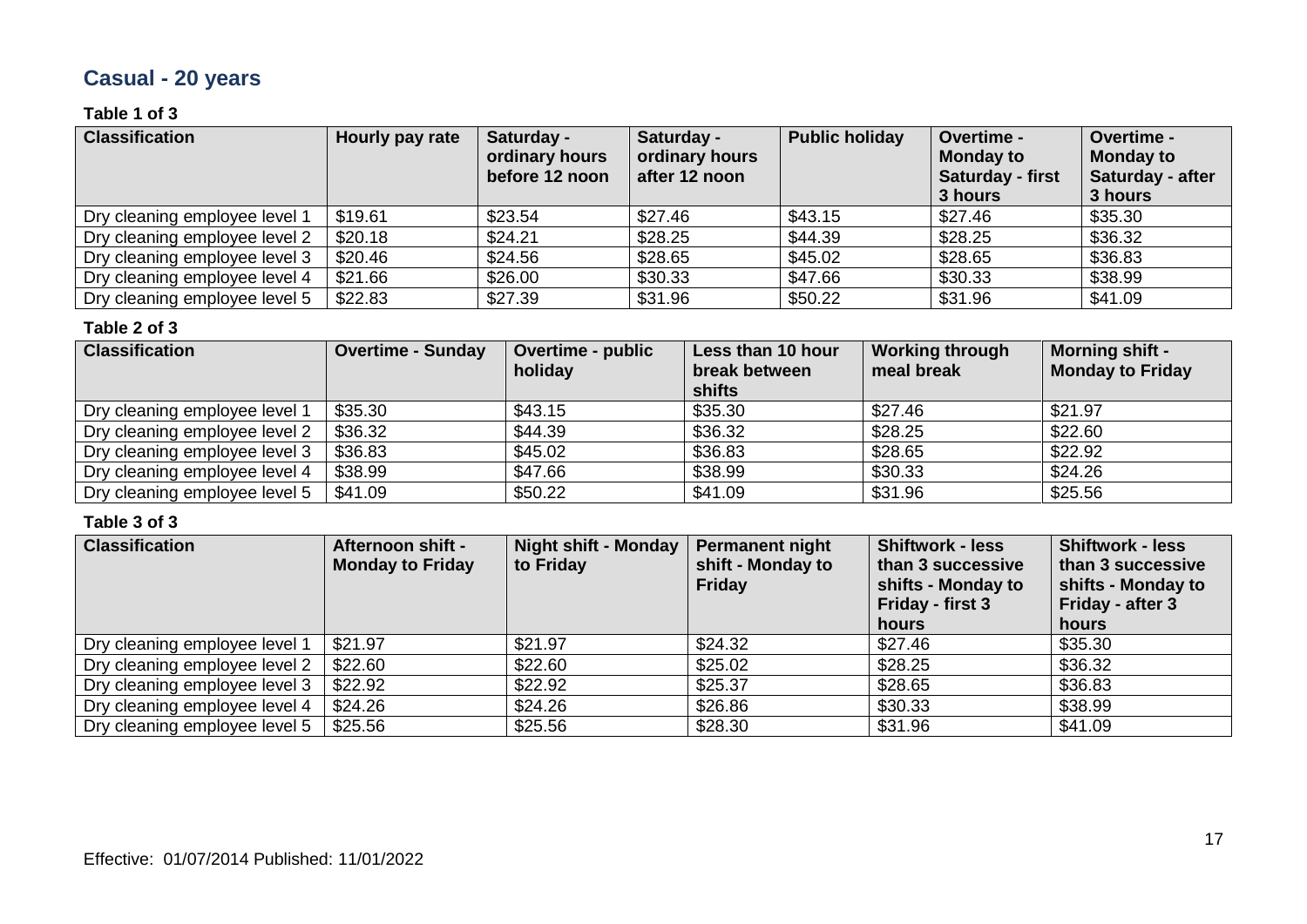## Casual - 20 years

**Table 1 of 3**

| Classification | Hourly pay rate | Saturday - ordinary hours before 12 noon | Saturday - ordinary hours after 12 noon | Public holiday | Overtime - Monday to Saturday - first 3 hours | Overtime - Monday to Saturday - after 3 hours |
|---|---|---|---|---|---|---|
| Dry cleaning employee level 1 | $19.61 | $23.54 | $27.46 | $43.15 | $27.46 | $35.30 |
| Dry cleaning employee level 2 | $20.18 | $24.21 | $28.25 | $44.39 | $28.25 | $36.32 |
| Dry cleaning employee level 3 | $20.46 | $24.56 | $28.65 | $45.02 | $28.65 | $36.83 |
| Dry cleaning employee level 4 | $21.66 | $26.00 | $30.33 | $47.66 | $30.33 | $38.99 |
| Dry cleaning employee level 5 | $22.83 | $27.39 | $31.96 | $50.22 | $31.96 | $41.09 |

**Table 2 of 3**

| Classification | Overtime - Sunday | Overtime - public holiday | Less than 10 hour break between shifts | Working through meal break | Morning shift - Monday to Friday |
|---|---|---|---|---|---|
| Dry cleaning employee level 1 | $35.30 | $43.15 | $35.30 | $27.46 | $21.97 |
| Dry cleaning employee level 2 | $36.32 | $44.39 | $36.32 | $28.25 | $22.60 |
| Dry cleaning employee level 3 | $36.83 | $45.02 | $36.83 | $28.65 | $22.92 |
| Dry cleaning employee level 4 | $38.99 | $47.66 | $38.99 | $30.33 | $24.26 |
| Dry cleaning employee level 5 | $41.09 | $50.22 | $41.09 | $31.96 | $25.56 |

**Table 3 of 3**

| Classification | Afternoon shift - Monday to Friday | Night shift - Monday to Friday | Permanent night shift - Monday to Friday | Shiftwork - less than 3 successive shifts - Monday to Friday - first 3 hours | Shiftwork - less than 3 successive shifts - Monday to Friday - after 3 hours |
|---|---|---|---|---|---|
| Dry cleaning employee level 1 | $21.97 | $21.97 | $24.32 | $27.46 | $35.30 |
| Dry cleaning employee level 2 | $22.60 | $22.60 | $25.02 | $28.25 | $36.32 |
| Dry cleaning employee level 3 | $22.92 | $22.92 | $25.37 | $28.65 | $36.83 |
| Dry cleaning employee level 4 | $24.26 | $24.26 | $26.86 | $30.33 | $38.99 |
| Dry cleaning employee level 5 | $25.56 | $25.56 | $28.30 | $31.96 | $41.09 |

Effective: 01/07/2014 Published: 11/01/2022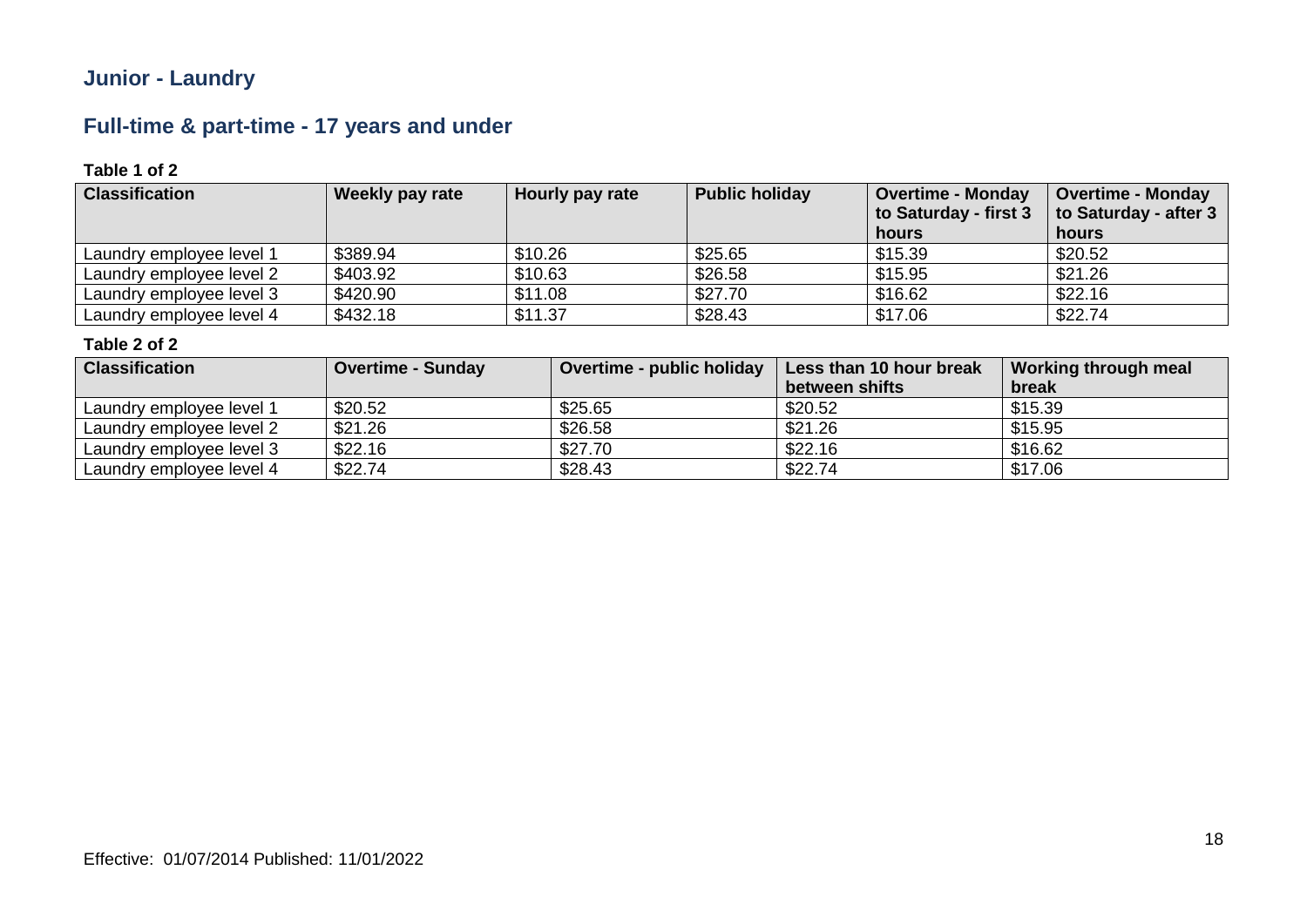## Junior - Laundry

## Full-time & part-time - 17 years and under

**Table 1 of 2**

| Classification | Weekly pay rate | Hourly pay rate | Public holiday | Overtime - Monday to Saturday - first 3 hours | Overtime - Monday to Saturday - after 3 hours |
|---|---|---|---|---|---|
| Laundry employee level 1 | $389.94 | $10.26 | $25.65 | $15.39 | $20.52 |
| Laundry employee level 2 | $403.92 | $10.63 | $26.58 | $15.95 | $21.26 |
| Laundry employee level 3 | $420.90 | $11.08 | $27.70 | $16.62 | $22.16 |
| Laundry employee level 4 | $432.18 | $11.37 | $28.43 | $17.06 | $22.74 |

**Table 2 of 2**

| Classification | Overtime - Sunday | Overtime - public holiday | Less than 10 hour break between shifts | Working through meal break |
|---|---|---|---|---|
| Laundry employee level 1 | $20.52 | $25.65 | $20.52 | $15.39 |
| Laundry employee level 2 | $21.26 | $26.58 | $21.26 | $15.95 |
| Laundry employee level 3 | $22.16 | $27.70 | $22.16 | $16.62 |
| Laundry employee level 4 | $22.74 | $28.43 | $22.74 | $17.06 |

Effective: 01/07/2014 Published: 11/01/2022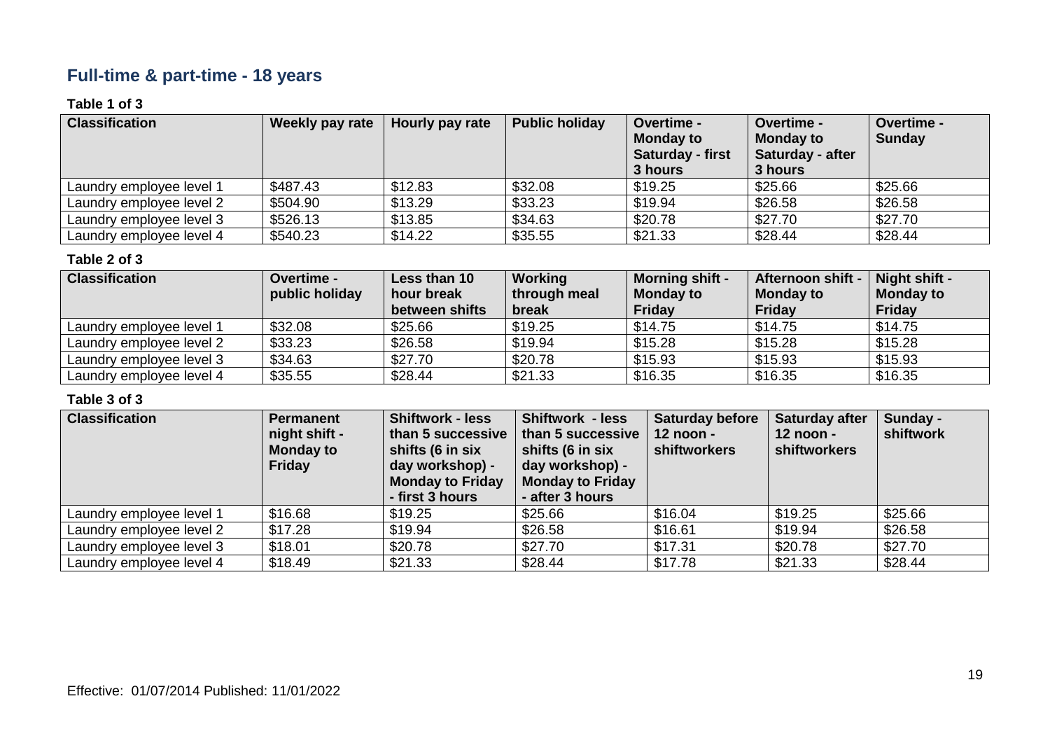## Full-time & part-time - 18 years

**Table 1 of 3**

| Classification | Weekly pay rate | Hourly pay rate | Public holiday | Overtime - Monday to Saturday - first 3 hours | Overtime - Monday to Saturday - after 3 hours | Overtime - Sunday |
|---|---|---|---|---|---|---|
| Laundry employee level 1 | $487.43 | $12.83 | $32.08 | $19.25 | $25.66 | $25.66 |
| Laundry employee level 2 | $504.90 | $13.29 | $33.23 | $19.94 | $26.58 | $26.58 |
| Laundry employee level 3 | $526.13 | $13.85 | $34.63 | $20.78 | $27.70 | $27.70 |
| Laundry employee level 4 | $540.23 | $14.22 | $35.55 | $21.33 | $28.44 | $28.44 |

**Table 2 of 3**

| Classification | Overtime - public holiday | Less than 10 hour break between shifts | Working through meal break | Morning shift - Monday to Friday | Afternoon shift - Monday to Friday | Night shift - Monday to Friday |
|---|---|---|---|---|---|---|
| Laundry employee level 1 | $32.08 | $25.66 | $19.25 | $14.75 | $14.75 | $14.75 |
| Laundry employee level 2 | $33.23 | $26.58 | $19.94 | $15.28 | $15.28 | $15.28 |
| Laundry employee level 3 | $34.63 | $27.70 | $20.78 | $15.93 | $15.93 | $15.93 |
| Laundry employee level 4 | $35.55 | $28.44 | $21.33 | $16.35 | $16.35 | $16.35 |

**Table 3 of 3**

| Classification | Permanent night shift - Monday to Friday | Shiftwork - less than 5 successive shifts (6 in six day workshop) - Monday to Friday - first 3 hours | Shiftwork - less than 5 successive shifts (6 in six day workshop) - Monday to Friday - after 3 hours | Saturday before 12 noon - shiftworkers | Saturday after 12 noon - shiftworkers | Sunday - shiftwork |
|---|---|---|---|---|---|---|
| Laundry employee level 1 | $16.68 | $19.25 | $25.66 | $16.04 | $19.25 | $25.66 |
| Laundry employee level 2 | $17.28 | $19.94 | $26.58 | $16.61 | $19.94 | $26.58 |
| Laundry employee level 3 | $18.01 | $20.78 | $27.70 | $17.31 | $20.78 | $27.70 |
| Laundry employee level 4 | $18.49 | $21.33 | $28.44 | $17.78 | $21.33 | $28.44 |

Effective: 01/07/2014 Published: 11/01/2022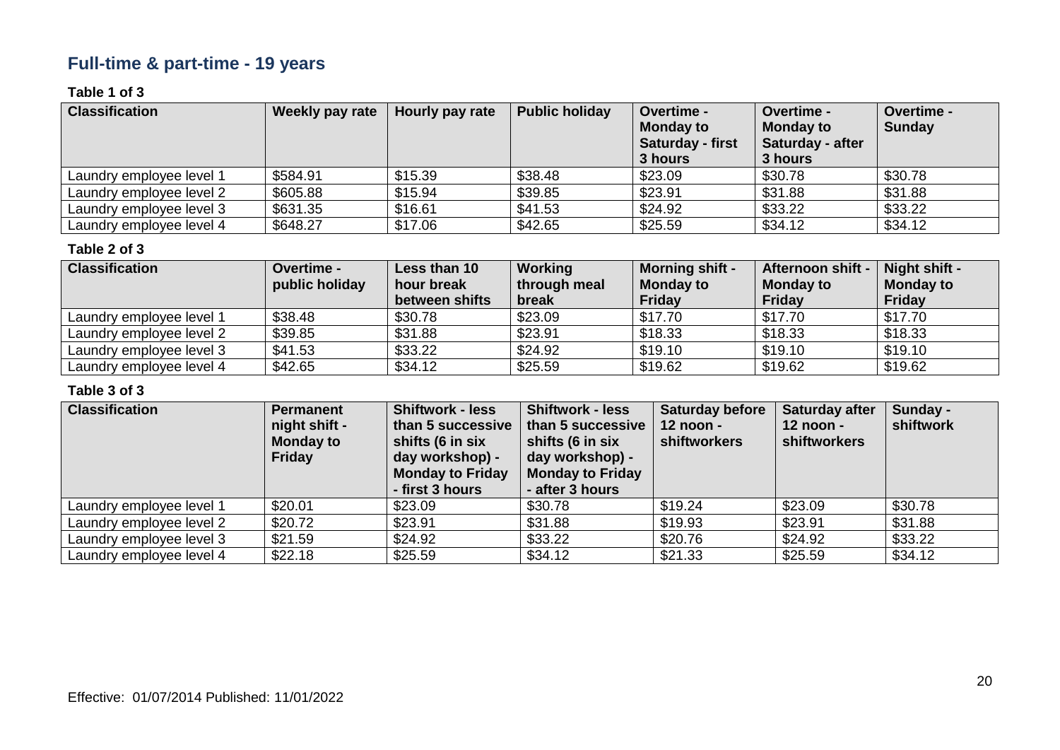## Full-time & part-time - 19 years

**Table 1 of 3**

| Classification | Weekly pay rate | Hourly pay rate | Public holiday | Overtime - Monday to Saturday - first 3 hours | Overtime - Monday to Saturday - after 3 hours | Overtime - Sunday |
|---|---|---|---|---|---|---|
| Laundry employee level 1 | $584.91 | $15.39 | $38.48 | $23.09 | $30.78 | $30.78 |
| Laundry employee level 2 | $605.88 | $15.94 | $39.85 | $23.91 | $31.88 | $31.88 |
| Laundry employee level 3 | $631.35 | $16.61 | $41.53 | $24.92 | $33.22 | $33.22 |
| Laundry employee level 4 | $648.27 | $17.06 | $42.65 | $25.59 | $34.12 | $34.12 |

**Table 2 of 3**

| Classification | Overtime - public holiday | Less than 10 hour break between shifts | Working through meal break | Morning shift - Monday to Friday | Afternoon shift - Monday to Friday | Night shift - Monday to Friday |
|---|---|---|---|---|---|---|
| Laundry employee level 1 | $38.48 | $30.78 | $23.09 | $17.70 | $17.70 | $17.70 |
| Laundry employee level 2 | $39.85 | $31.88 | $23.91 | $18.33 | $18.33 | $18.33 |
| Laundry employee level 3 | $41.53 | $33.22 | $24.92 | $19.10 | $19.10 | $19.10 |
| Laundry employee level 4 | $42.65 | $34.12 | $25.59 | $19.62 | $19.62 | $19.62 |

**Table 3 of 3**

| Classification | Permanent night shift - Monday to Friday | Shiftwork - less than 5 successive shifts (6 in six day workshop) - Monday to Friday - first 3 hours | Shiftwork - less than 5 successive shifts (6 in six day workshop) - Monday to Friday - after 3 hours | Saturday before 12 noon - shiftworkers | Saturday after 12 noon - shiftworkers | Sunday - shiftwork |
|---|---|---|---|---|---|---|
| Laundry employee level 1 | $20.01 | $23.09 | $30.78 | $19.24 | $23.09 | $30.78 |
| Laundry employee level 2 | $20.72 | $23.91 | $31.88 | $19.93 | $23.91 | $31.88 |
| Laundry employee level 3 | $21.59 | $24.92 | $33.22 | $20.76 | $24.92 | $33.22 |
| Laundry employee level 4 | $22.18 | $25.59 | $34.12 | $21.33 | $25.59 | $34.12 |

Effective: 01/07/2014 Published: 11/01/2022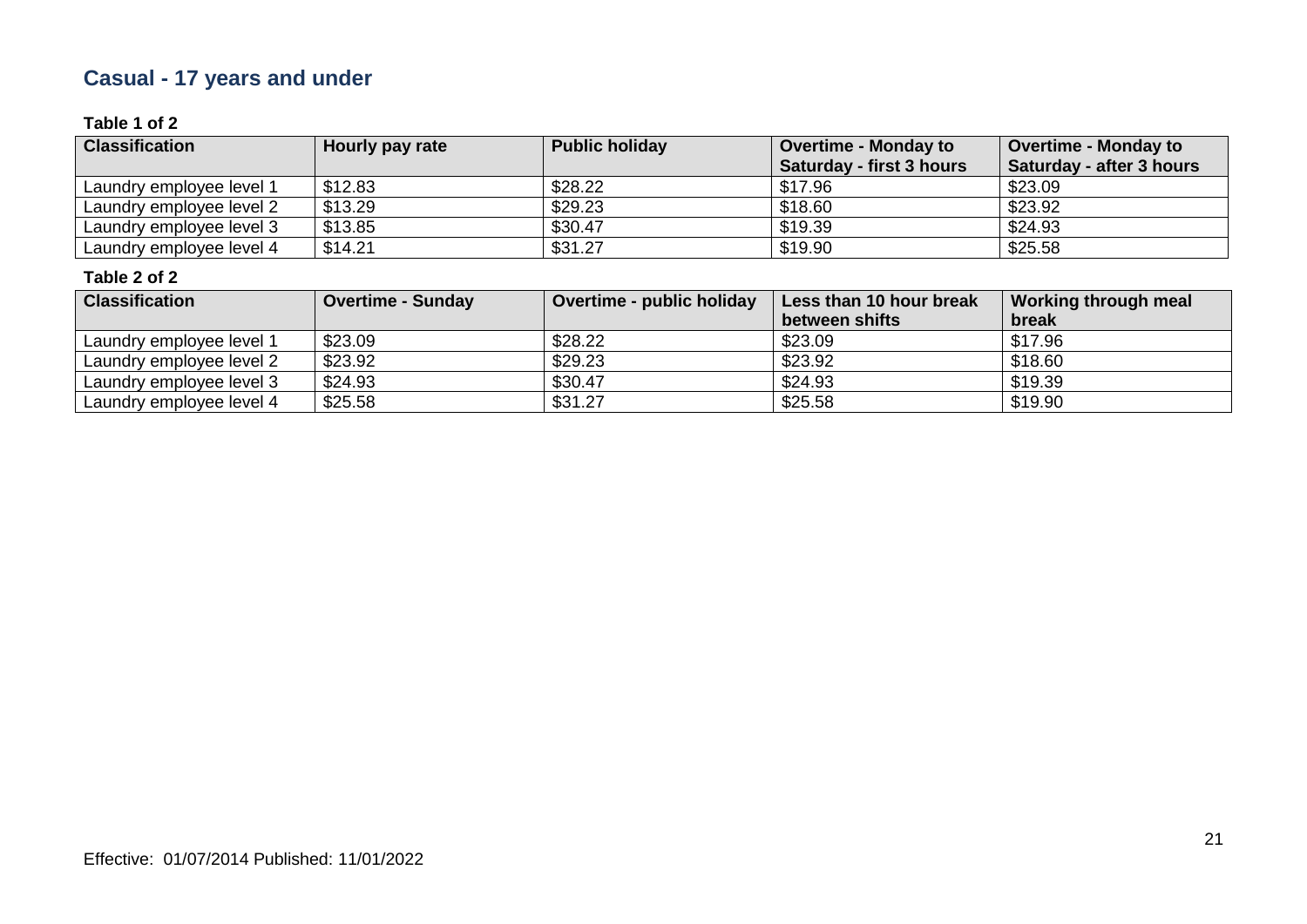## Casual - 17 years and under

**Table 1 of 2**

| Classification | Hourly pay rate | Public holiday | Overtime - Monday to Saturday - first 3 hours | Overtime - Monday to Saturday - after 3 hours |
|---|---|---|---|---|
| Laundry employee level 1 | $12.83 | $28.22 | $17.96 | $23.09 |
| Laundry employee level 2 | $13.29 | $29.23 | $18.60 | $23.92 |
| Laundry employee level 3 | $13.85 | $30.47 | $19.39 | $24.93 |
| Laundry employee level 4 | $14.21 | $31.27 | $19.90 | $25.58 |

**Table 2 of 2**

| Classification | Overtime - Sunday | Overtime - public holiday | Less than 10 hour break between shifts | Working through meal break |
|---|---|---|---|---|
| Laundry employee level 1 | $23.09 | $28.22 | $23.09 | $17.96 |
| Laundry employee level 2 | $23.92 | $29.23 | $23.92 | $18.60 |
| Laundry employee level 3 | $24.93 | $30.47 | $24.93 | $19.39 |
| Laundry employee level 4 | $25.58 | $31.27 | $25.58 | $19.90 |

Effective: 01/07/2014 Published: 11/01/2022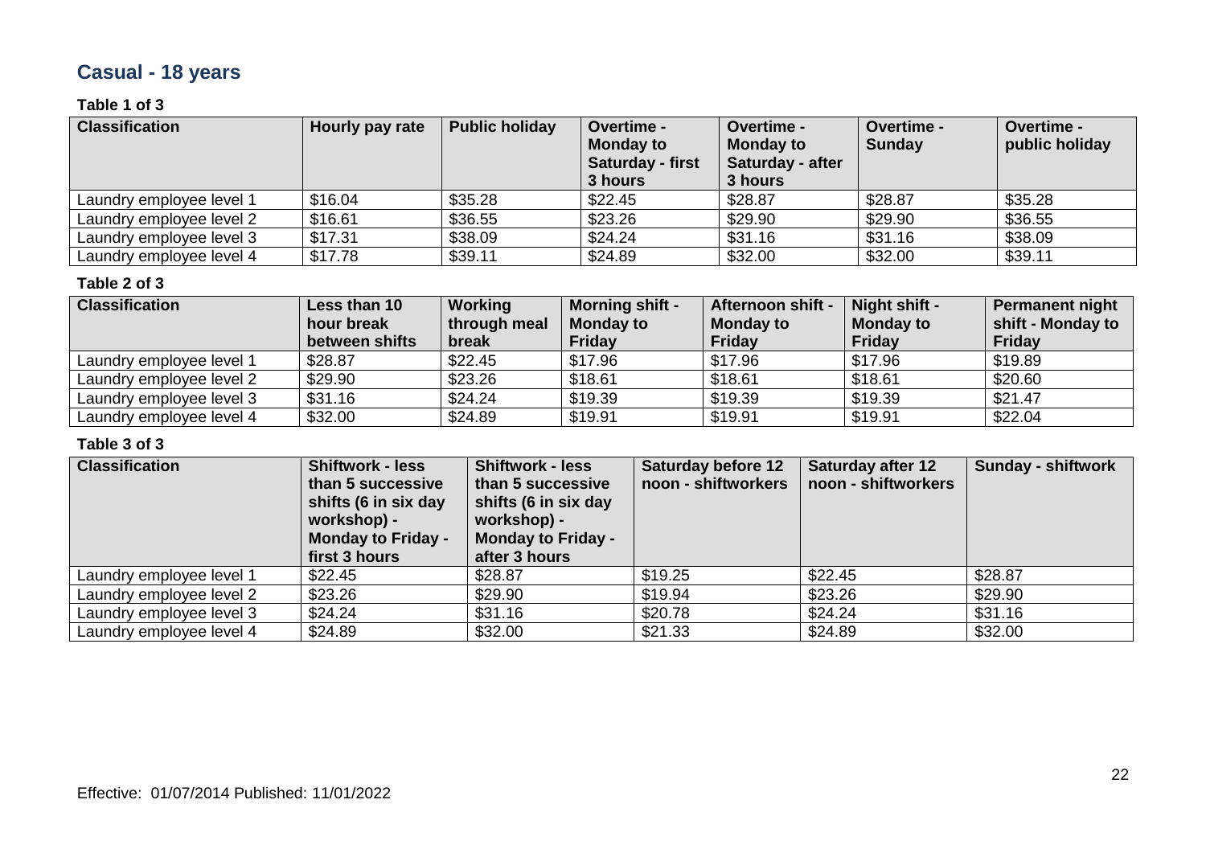## Casual - 18 years

**Table 1 of 3**

| Classification | Hourly pay rate | Public holiday | Overtime - Monday to Saturday - first 3 hours | Overtime - Monday to Saturday - after 3 hours | Overtime - Sunday | Overtime - public holiday |
|---|---|---|---|---|---|---|
| Laundry employee level 1 | $16.04 | $35.28 | $22.45 | $28.87 | $28.87 | $35.28 |
| Laundry employee level 2 | $16.61 | $36.55 | $23.26 | $29.90 | $29.90 | $36.55 |
| Laundry employee level 3 | $17.31 | $38.09 | $24.24 | $31.16 | $31.16 | $38.09 |
| Laundry employee level 4 | $17.78 | $39.11 | $24.89 | $32.00 | $32.00 | $39.11 |

**Table 2 of 3**

| Classification | Less than 10 hour break between shifts | Working through meal break | Morning shift - Monday to Friday | Afternoon shift - Monday to Friday | Night shift - Monday to Friday | Permanent night shift - Monday to Friday |
|---|---|---|---|---|---|---|
| Laundry employee level 1 | $28.87 | $22.45 | $17.96 | $17.96 | $17.96 | $19.89 |
| Laundry employee level 2 | $29.90 | $23.26 | $18.61 | $18.61 | $18.61 | $20.60 |
| Laundry employee level 3 | $31.16 | $24.24 | $19.39 | $19.39 | $19.39 | $21.47 |
| Laundry employee level 4 | $32.00 | $24.89 | $19.91 | $19.91 | $19.91 | $22.04 |

**Table 3 of 3**

| Classification | Shiftwork - less than 5 successive shifts (6 in six day workshop) - Monday to Friday - first 3 hours | Shiftwork - less than 5 successive shifts (6 in six day workshop) - Monday to Friday - after 3 hours | Saturday before 12 noon - shiftworkers | Saturday after 12 noon - shiftworkers | Sunday - shiftwork |
|---|---|---|---|---|---|
| Laundry employee level 1 | $22.45 | $28.87 | $19.25 | $22.45 | $28.87 |
| Laundry employee level 2 | $23.26 | $29.90 | $19.94 | $23.26 | $29.90 |
| Laundry employee level 3 | $24.24 | $31.16 | $20.78 | $24.24 | $31.16 |
| Laundry employee level 4 | $24.89 | $32.00 | $21.33 | $24.89 | $32.00 |

Effective: 01/07/2014 Published: 11/01/2022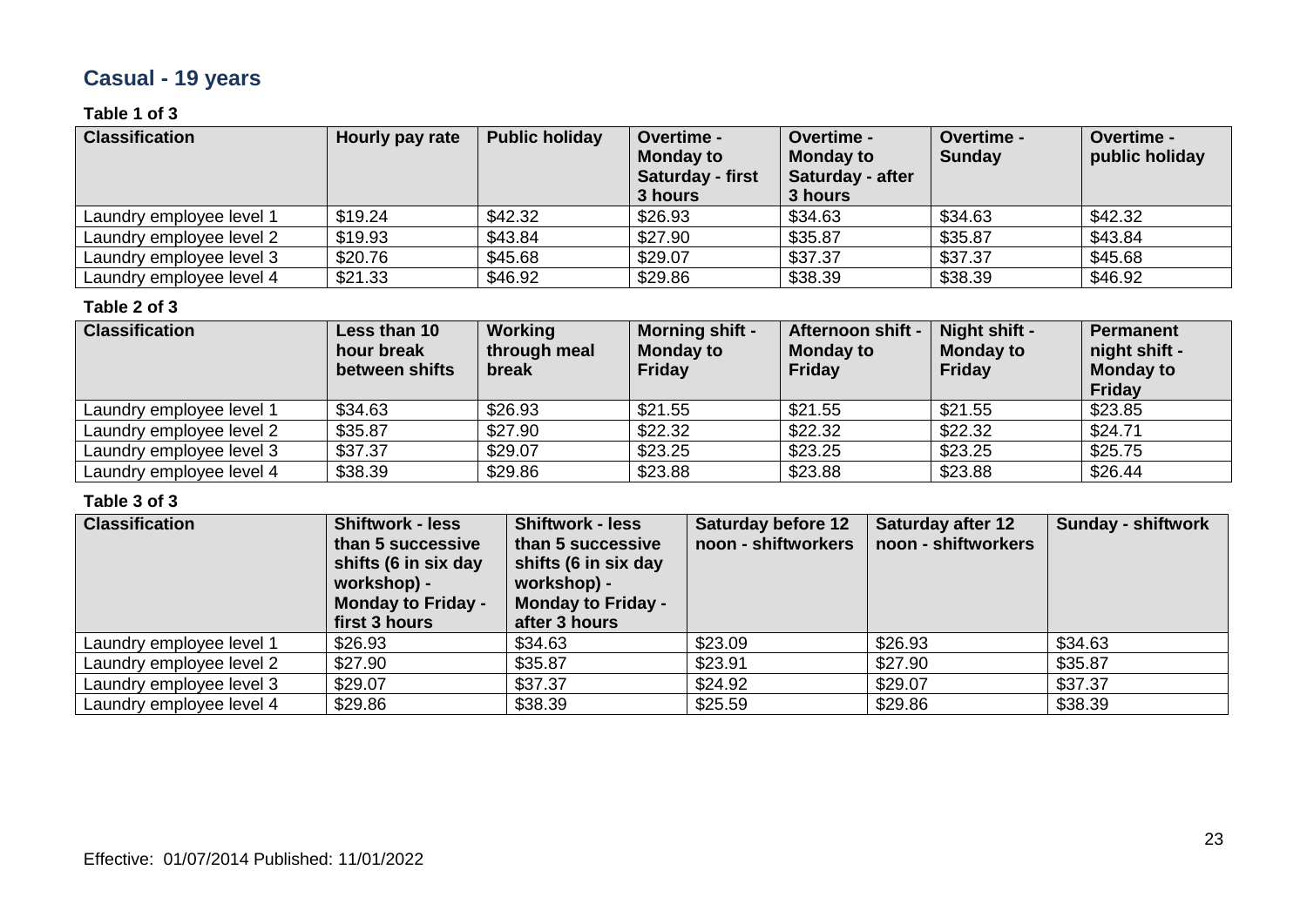## Casual - 19 years

**Table 1 of 3**

| Classification | Hourly pay rate | Public holiday | Overtime - Monday to Saturday - first 3 hours | Overtime - Monday to Saturday - after 3 hours | Overtime - Sunday | Overtime - public holiday |
|---|---|---|---|---|---|---|
| Laundry employee level 1 | $19.24 | $42.32 | $26.93 | $34.63 | $34.63 | $42.32 |
| Laundry employee level 2 | $19.93 | $43.84 | $27.90 | $35.87 | $35.87 | $43.84 |
| Laundry employee level 3 | $20.76 | $45.68 | $29.07 | $37.37 | $37.37 | $45.68 |
| Laundry employee level 4 | $21.33 | $46.92 | $29.86 | $38.39 | $38.39 | $46.92 |

**Table 2 of 3**

| Classification | Less than 10 hour break between shifts | Working through meal break | Morning shift - Monday to Friday | Afternoon shift - Monday to Friday | Night shift - Monday to Friday | Permanent night shift - Monday to Friday |
|---|---|---|---|---|---|---|
| Laundry employee level 1 | $34.63 | $26.93 | $21.55 | $21.55 | $21.55 | $23.85 |
| Laundry employee level 2 | $35.87 | $27.90 | $22.32 | $22.32 | $22.32 | $24.71 |
| Laundry employee level 3 | $37.37 | $29.07 | $23.25 | $23.25 | $23.25 | $25.75 |
| Laundry employee level 4 | $38.39 | $29.86 | $23.88 | $23.88 | $23.88 | $26.44 |

**Table 3 of 3**

| Classification | Shiftwork - less than 5 successive shifts (6 in six day workshop) - Monday to Friday - first 3 hours | Shiftwork - less than 5 successive shifts (6 in six day workshop) - Monday to Friday - after 3 hours | Saturday before 12 noon - shiftworkers | Saturday after 12 noon - shiftworkers | Sunday - shiftwork |
|---|---|---|---|---|---|
| Laundry employee level 1 | $26.93 | $34.63 | $23.09 | $26.93 | $34.63 |
| Laundry employee level 2 | $27.90 | $35.87 | $23.91 | $27.90 | $35.87 |
| Laundry employee level 3 | $29.07 | $37.37 | $24.92 | $29.07 | $37.37 |
| Laundry employee level 4 | $29.86 | $38.39 | $25.59 | $29.86 | $38.39 |

Effective: 01/07/2014 Published: 11/01/2022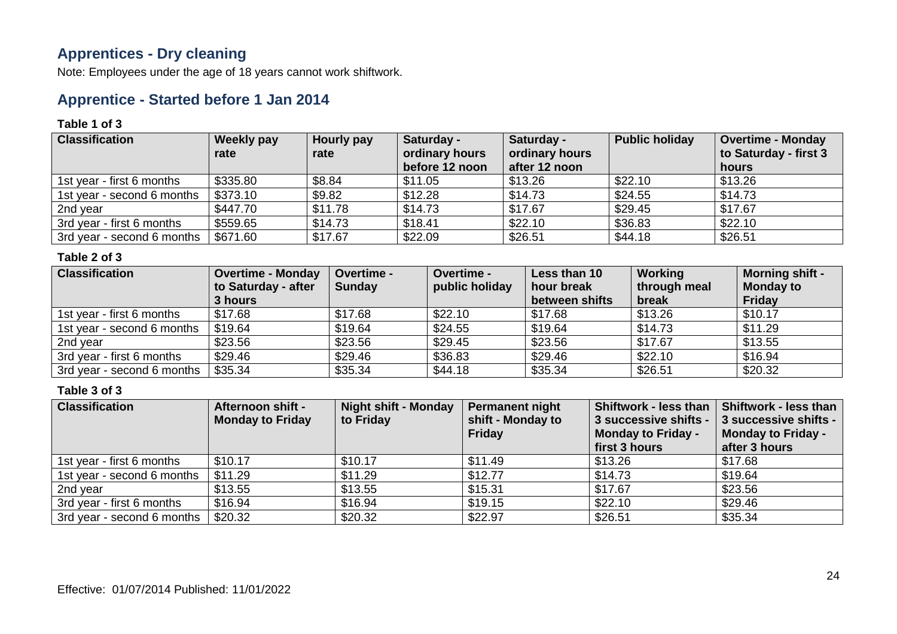## Apprentices - Dry cleaning

Note: Employees under the age of 18 years cannot work shiftwork.

## Apprentice - Started before 1 Jan 2014

**Table 1 of 3**

| Classification | Weekly pay rate | Hourly pay rate | Saturday - ordinary hours before 12 noon | Saturday - ordinary hours after 12 noon | Public holiday | Overtime - Monday to Saturday - first 3 hours |
|---|---|---|---|---|---|---|
| 1st year - first 6 months | $335.80 | $8.84 | $11.05 | $13.26 | $22.10 | $13.26 |
| 1st year - second 6 months | $373.10 | $9.82 | $12.28 | $14.73 | $24.55 | $14.73 |
| 2nd year | $447.70 | $11.78 | $14.73 | $17.67 | $29.45 | $17.67 |
| 3rd year - first 6 months | $559.65 | $14.73 | $18.41 | $22.10 | $36.83 | $22.10 |
| 3rd year - second 6 months | $671.60 | $17.67 | $22.09 | $26.51 | $44.18 | $26.51 |

**Table 2 of 3**

| Classification | Overtime - Monday to Saturday - after 3 hours | Overtime - Sunday | Overtime - public holiday | Less than 10 hour break between shifts | Working through meal break | Morning shift - Monday to Friday |
|---|---|---|---|---|---|---|
| 1st year - first 6 months | $17.68 | $17.68 | $22.10 | $17.68 | $13.26 | $10.17 |
| 1st year - second 6 months | $19.64 | $19.64 | $24.55 | $19.64 | $14.73 | $11.29 |
| 2nd year | $23.56 | $23.56 | $29.45 | $23.56 | $17.67 | $13.55 |
| 3rd year - first 6 months | $29.46 | $29.46 | $36.83 | $29.46 | $22.10 | $16.94 |
| 3rd year - second 6 months | $35.34 | $35.34 | $44.18 | $35.34 | $26.51 | $20.32 |

**Table 3 of 3**

| Classification | Afternoon shift - Monday to Friday | Night shift - Monday to Friday | Permanent night shift - Monday to Friday | Shiftwork - less than 3 successive shifts - Monday to Friday - first 3 hours | Shiftwork - less than 3 successive shifts - Monday to Friday - after 3 hours |
|---|---|---|---|---|---|
| 1st year - first 6 months | $10.17 | $10.17 | $11.49 | $13.26 | $17.68 |
| 1st year - second 6 months | $11.29 | $11.29 | $12.77 | $14.73 | $19.64 |
| 2nd year | $13.55 | $13.55 | $15.31 | $17.67 | $23.56 |
| 3rd year - first 6 months | $16.94 | $16.94 | $19.15 | $22.10 | $29.46 |
| 3rd year - second 6 months | $20.32 | $20.32 | $22.97 | $26.51 | $35.34 |

Effective: 01/07/2014 Published: 11/01/2022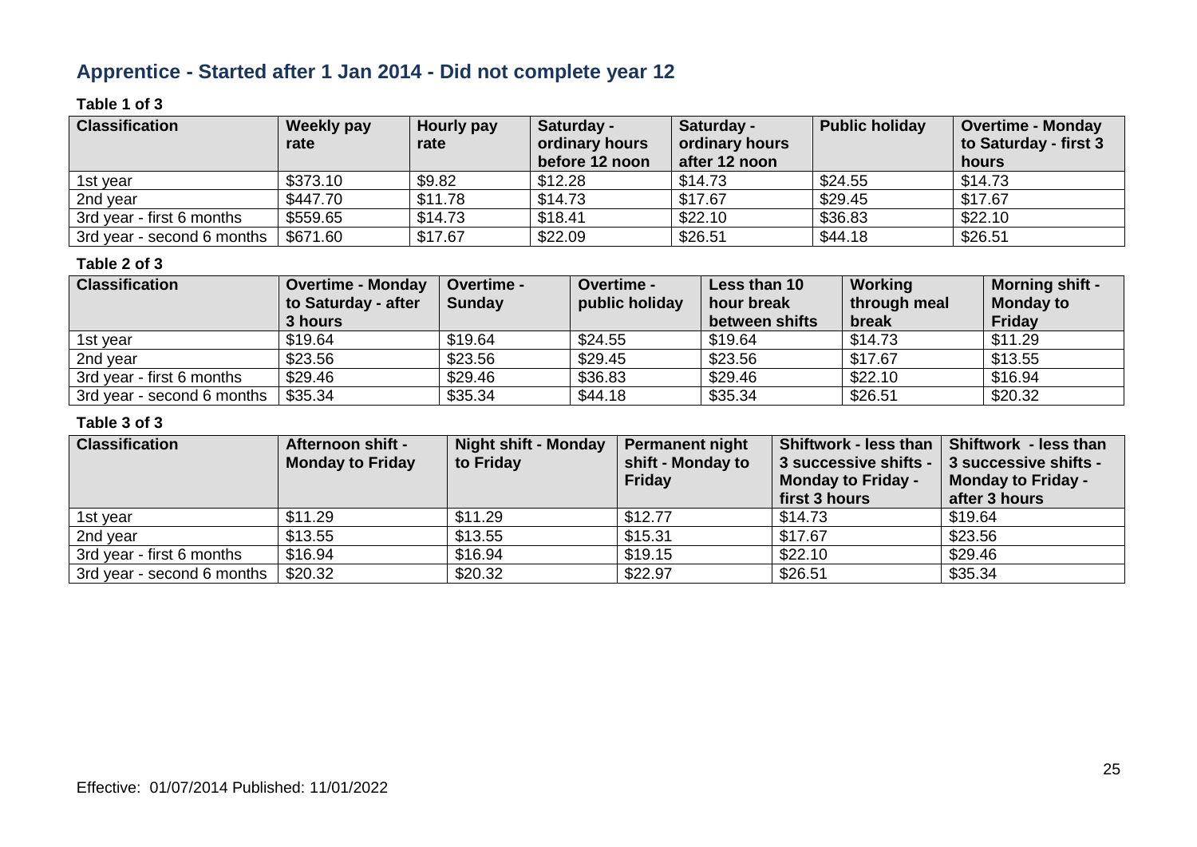## Apprentice - Started after 1 Jan 2014 - Did not complete year 12

**Table 1 of 3**

| Classification | Weekly pay rate | Hourly pay rate | Saturday - ordinary hours before 12 noon | Saturday - ordinary hours after 12 noon | Public holiday | Overtime - Monday to Saturday - first 3 hours |
|---|---|---|---|---|---|---|
| 1st year | $373.10 | $9.82 | $12.28 | $14.73 | $24.55 | $14.73 |
| 2nd year | $447.70 | $11.78 | $14.73 | $17.67 | $29.45 | $17.67 |
| 3rd year - first 6 months | $559.65 | $14.73 | $18.41 | $22.10 | $36.83 | $22.10 |
| 3rd year - second 6 months | $671.60 | $17.67 | $22.09 | $26.51 | $44.18 | $26.51 |

**Table 2 of 3**

| Classification | Overtime - Monday to Saturday - after 3 hours | Overtime - Sunday | Overtime - public holiday | Less than 10 hour break between shifts | Working through meal break | Morning shift - Monday to Friday |
|---|---|---|---|---|---|---|
| 1st year | $19.64 | $19.64 | $24.55 | $19.64 | $14.73 | $11.29 |
| 2nd year | $23.56 | $23.56 | $29.45 | $23.56 | $17.67 | $13.55 |
| 3rd year - first 6 months | $29.46 | $29.46 | $36.83 | $29.46 | $22.10 | $16.94 |
| 3rd year - second 6 months | $35.34 | $35.34 | $44.18 | $35.34 | $26.51 | $20.32 |

**Table 3 of 3**

| Classification | Afternoon shift - Monday to Friday | Night shift - Monday to Friday | Permanent night shift - Monday to Friday | Shiftwork - less than 3 successive shifts - Monday to Friday - first 3 hours | Shiftwork - less than 3 successive shifts - Monday to Friday - after 3 hours |
|---|---|---|---|---|---|
| 1st year | $11.29 | $11.29 | $12.77 | $14.73 | $19.64 |
| 2nd year | $13.55 | $13.55 | $15.31 | $17.67 | $23.56 |
| 3rd year - first 6 months | $16.94 | $16.94 | $19.15 | $22.10 | $29.46 |
| 3rd year - second 6 months | $20.32 | $20.32 | $22.97 | $26.51 | $35.34 |

Effective: 01/07/2014 Published: 11/01/2022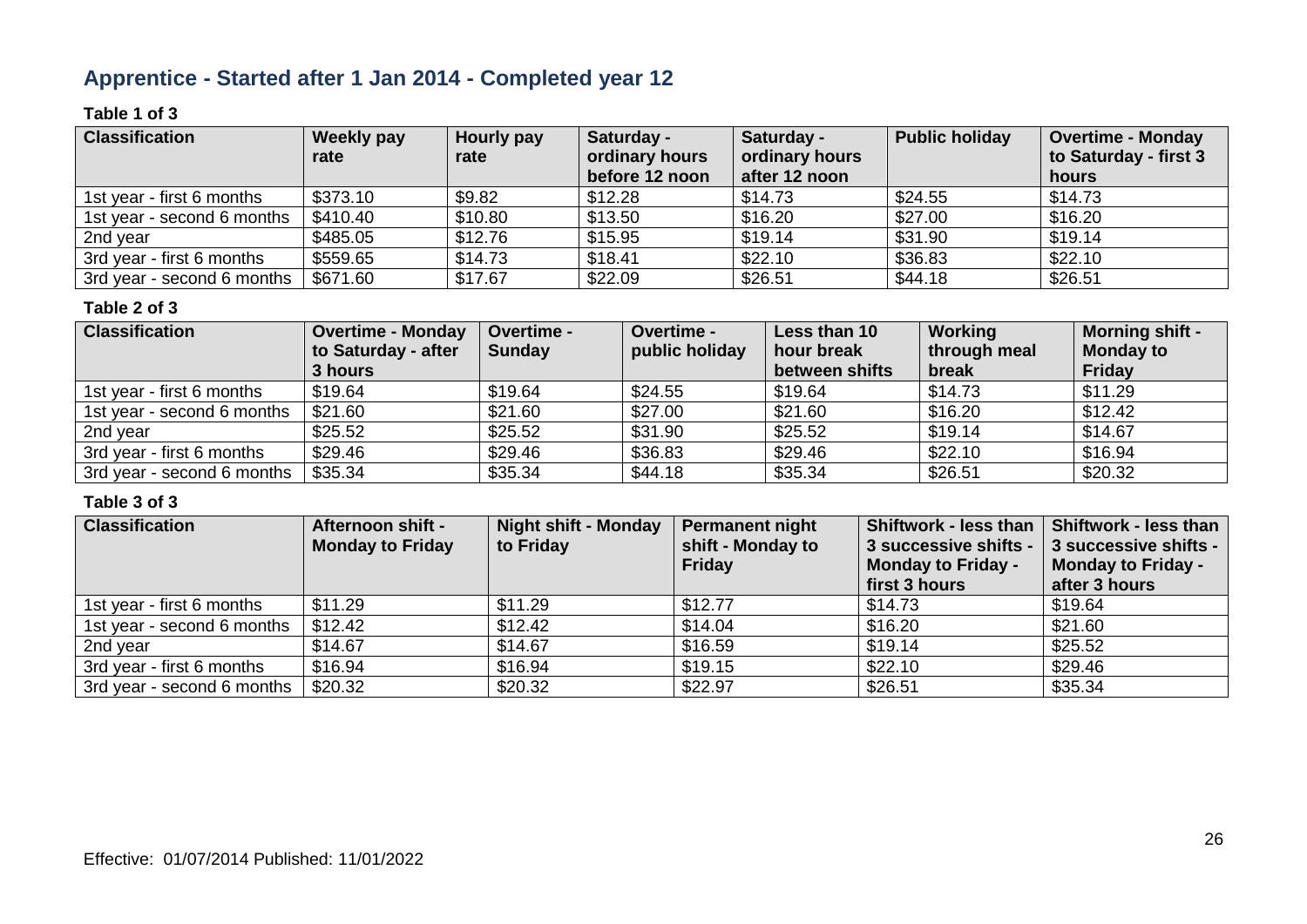## Apprentice - Started after 1 Jan 2014 - Completed year 12

**Table 1 of 3**

| Classification | Weekly pay rate | Hourly pay rate | Saturday - ordinary hours before 12 noon | Saturday - ordinary hours after 12 noon | Public holiday | Overtime - Monday to Saturday - first 3 hours |
|---|---|---|---|---|---|---|
| 1st year - first 6 months | $373.10 | $9.82 | $12.28 | $14.73 | $24.55 | $14.73 |
| 1st year - second 6 months | $410.40 | $10.80 | $13.50 | $16.20 | $27.00 | $16.20 |
| 2nd year | $485.05 | $12.76 | $15.95 | $19.14 | $31.90 | $19.14 |
| 3rd year - first 6 months | $559.65 | $14.73 | $18.41 | $22.10 | $36.83 | $22.10 |
| 3rd year - second 6 months | $671.60 | $17.67 | $22.09 | $26.51 | $44.18 | $26.51 |

**Table 2 of 3**

| Classification | Overtime - Monday to Saturday - after 3 hours | Overtime - Sunday | Overtime - public holiday | Less than 10 hour break between shifts | Working through meal break | Morning shift - Monday to Friday |
|---|---|---|---|---|---|---|
| 1st year - first 6 months | $19.64 | $19.64 | $24.55 | $19.64 | $14.73 | $11.29 |
| 1st year - second 6 months | $21.60 | $21.60 | $27.00 | $21.60 | $16.20 | $12.42 |
| 2nd year | $25.52 | $25.52 | $31.90 | $25.52 | $19.14 | $14.67 |
| 3rd year - first 6 months | $29.46 | $29.46 | $36.83 | $29.46 | $22.10 | $16.94 |
| 3rd year - second 6 months | $35.34 | $35.34 | $44.18 | $35.34 | $26.51 | $20.32 |

**Table 3 of 3**

| Classification | Afternoon shift - Monday to Friday | Night shift - Monday to Friday | Permanent night shift - Monday to Friday | Shiftwork - less than 3 successive shifts - Monday to Friday - first 3 hours | Shiftwork - less than 3 successive shifts - Monday to Friday - after 3 hours |
|---|---|---|---|---|---|
| 1st year - first 6 months | $11.29 | $11.29 | $12.77 | $14.73 | $19.64 |
| 1st year - second 6 months | $12.42 | $12.42 | $14.04 | $16.20 | $21.60 |
| 2nd year | $14.67 | $14.67 | $16.59 | $19.14 | $25.52 |
| 3rd year - first 6 months | $16.94 | $16.94 | $19.15 | $22.10 | $29.46 |
| 3rd year - second 6 months | $20.32 | $20.32 | $22.97 | $26.51 | $35.34 |

Effective: 01/07/2014 Published: 11/01/2022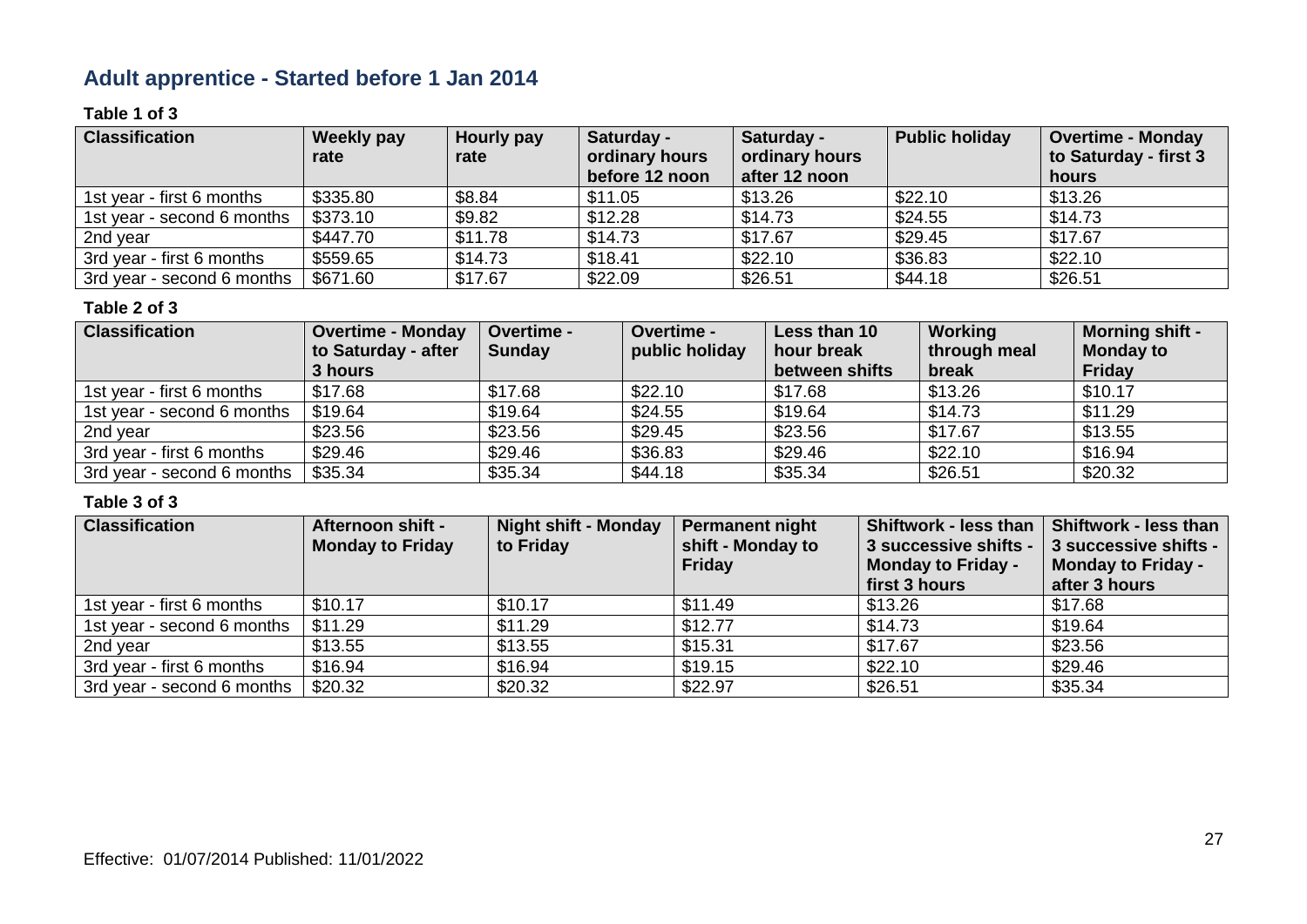## Adult apprentice - Started before 1 Jan 2014

**Table 1 of 3**

| Classification | Weekly pay rate | Hourly pay rate | Saturday - ordinary hours before 12 noon | Saturday - ordinary hours after 12 noon | Public holiday | Overtime - Monday to Saturday - first 3 hours |
|---|---|---|---|---|---|---|
| 1st year - first 6 months | $335.80 | $8.84 | $11.05 | $13.26 | $22.10 | $13.26 |
| 1st year - second 6 months | $373.10 | $9.82 | $12.28 | $14.73 | $24.55 | $14.73 |
| 2nd year | $447.70 | $11.78 | $14.73 | $17.67 | $29.45 | $17.67 |
| 3rd year - first 6 months | $559.65 | $14.73 | $18.41 | $22.10 | $36.83 | $22.10 |
| 3rd year - second 6 months | $671.60 | $17.67 | $22.09 | $26.51 | $44.18 | $26.51 |

**Table 2 of 3**

| Classification | Overtime - Monday to Saturday - after 3 hours | Overtime - Sunday | Overtime - public holiday | Less than 10 hour break between shifts | Working through meal break | Morning shift - Monday to Friday |
|---|---|---|---|---|---|---|
| 1st year - first 6 months | $17.68 | $17.68 | $22.10 | $17.68 | $13.26 | $10.17 |
| 1st year - second 6 months | $19.64 | $19.64 | $24.55 | $19.64 | $14.73 | $11.29 |
| 2nd year | $23.56 | $23.56 | $29.45 | $23.56 | $17.67 | $13.55 |
| 3rd year - first 6 months | $29.46 | $29.46 | $36.83 | $29.46 | $22.10 | $16.94 |
| 3rd year - second 6 months | $35.34 | $35.34 | $44.18 | $35.34 | $26.51 | $20.32 |

**Table 3 of 3**

| Classification | Afternoon shift - Monday to Friday | Night shift - Monday to Friday | Permanent night shift - Monday to Friday | Shiftwork - less than 3 successive shifts - Monday to Friday - first 3 hours | Shiftwork - less than 3 successive shifts - Monday to Friday - after 3 hours |
|---|---|---|---|---|---|
| 1st year - first 6 months | $10.17 | $10.17 | $11.49 | $13.26 | $17.68 |
| 1st year - second 6 months | $11.29 | $11.29 | $12.77 | $14.73 | $19.64 |
| 2nd year | $13.55 | $13.55 | $15.31 | $17.67 | $23.56 |
| 3rd year - first 6 months | $16.94 | $16.94 | $19.15 | $22.10 | $29.46 |
| 3rd year - second 6 months | $20.32 | $20.32 | $22.97 | $26.51 | $35.34 |

Effective: 01/07/2014 Published: 11/01/2022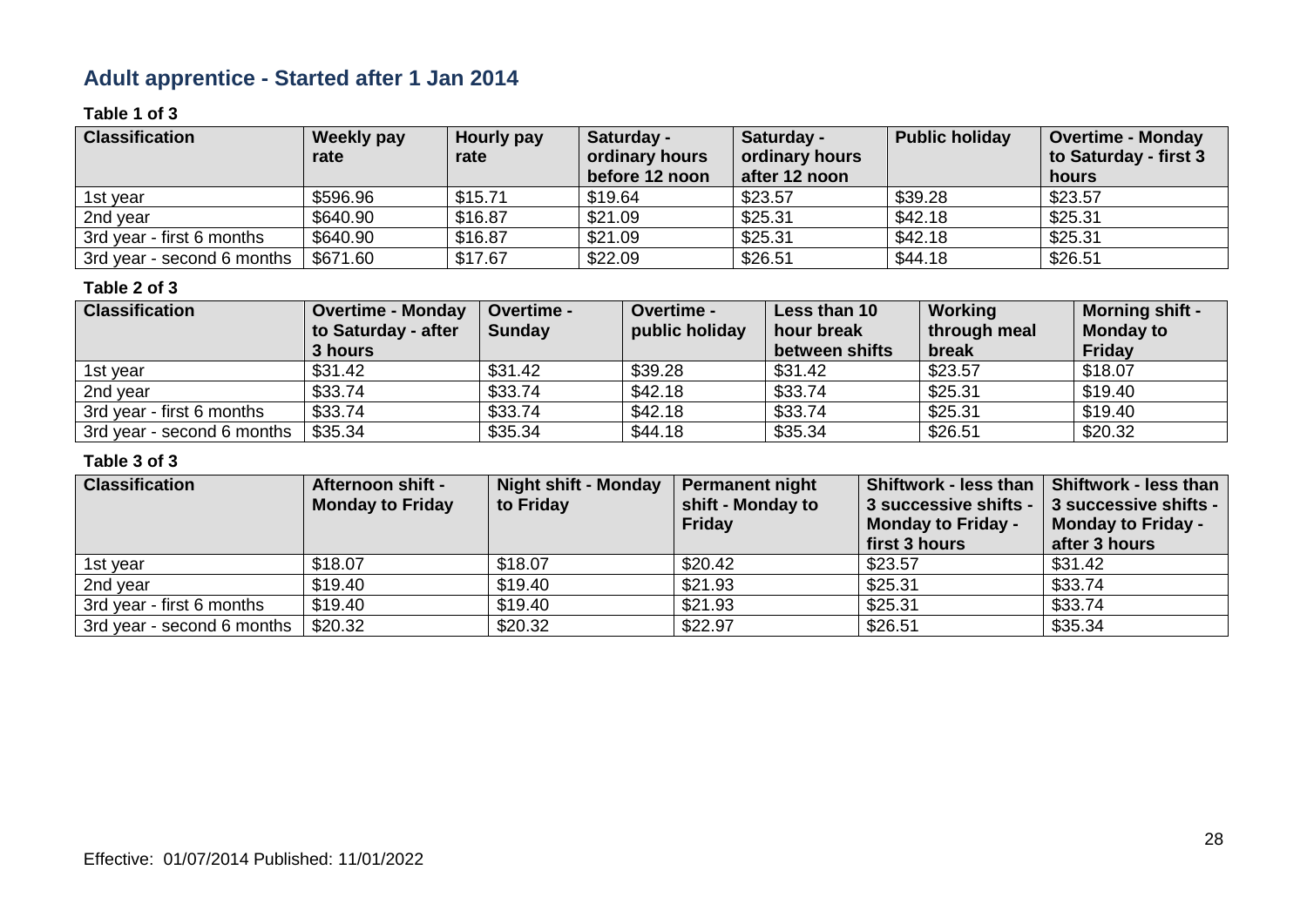## Adult apprentice - Started after 1 Jan 2014

**Table 1 of 3**

| Classification | Weekly pay rate | Hourly pay rate | Saturday - ordinary hours before 12 noon | Saturday - ordinary hours after 12 noon | Public holiday | Overtime - Monday to Saturday - first 3 hours |
|---|---|---|---|---|---|---|
| 1st year | $596.96 | $15.71 | $19.64 | $23.57 | $39.28 | $23.57 |
| 2nd year | $640.90 | $16.87 | $21.09 | $25.31 | $42.18 | $25.31 |
| 3rd year - first 6 months | $640.90 | $16.87 | $21.09 | $25.31 | $42.18 | $25.31 |
| 3rd year - second 6 months | $671.60 | $17.67 | $22.09 | $26.51 | $44.18 | $26.51 |

**Table 2 of 3**

| Classification | Overtime - Monday to Saturday - after 3 hours | Overtime - Sunday | Overtime - public holiday | Less than 10 hour break between shifts | Working through meal break | Morning shift - Monday to Friday |
|---|---|---|---|---|---|---|
| 1st year | $31.42 | $31.42 | $39.28 | $31.42 | $23.57 | $18.07 |
| 2nd year | $33.74 | $33.74 | $42.18 | $33.74 | $25.31 | $19.40 |
| 3rd year - first 6 months | $33.74 | $33.74 | $42.18 | $33.74 | $25.31 | $19.40 |
| 3rd year - second 6 months | $35.34 | $35.34 | $44.18 | $35.34 | $26.51 | $20.32 |

**Table 3 of 3**

| Classification | Afternoon shift - Monday to Friday | Night shift - Monday to Friday | Permanent night shift - Monday to Friday | Shiftwork - less than 3 successive shifts - Monday to Friday - first 3 hours | Shiftwork - less than 3 successive shifts - Monday to Friday - after 3 hours |
|---|---|---|---|---|---|
| 1st year | $18.07 | $18.07 | $20.42 | $23.57 | $31.42 |
| 2nd year | $19.40 | $19.40 | $21.93 | $25.31 | $33.74 |
| 3rd year - first 6 months | $19.40 | $19.40 | $21.93 | $25.31 | $33.74 |
| 3rd year - second 6 months | $20.32 | $20.32 | $22.97 | $26.51 | $35.34 |

Effective: 01/07/2014 Published: 11/01/2022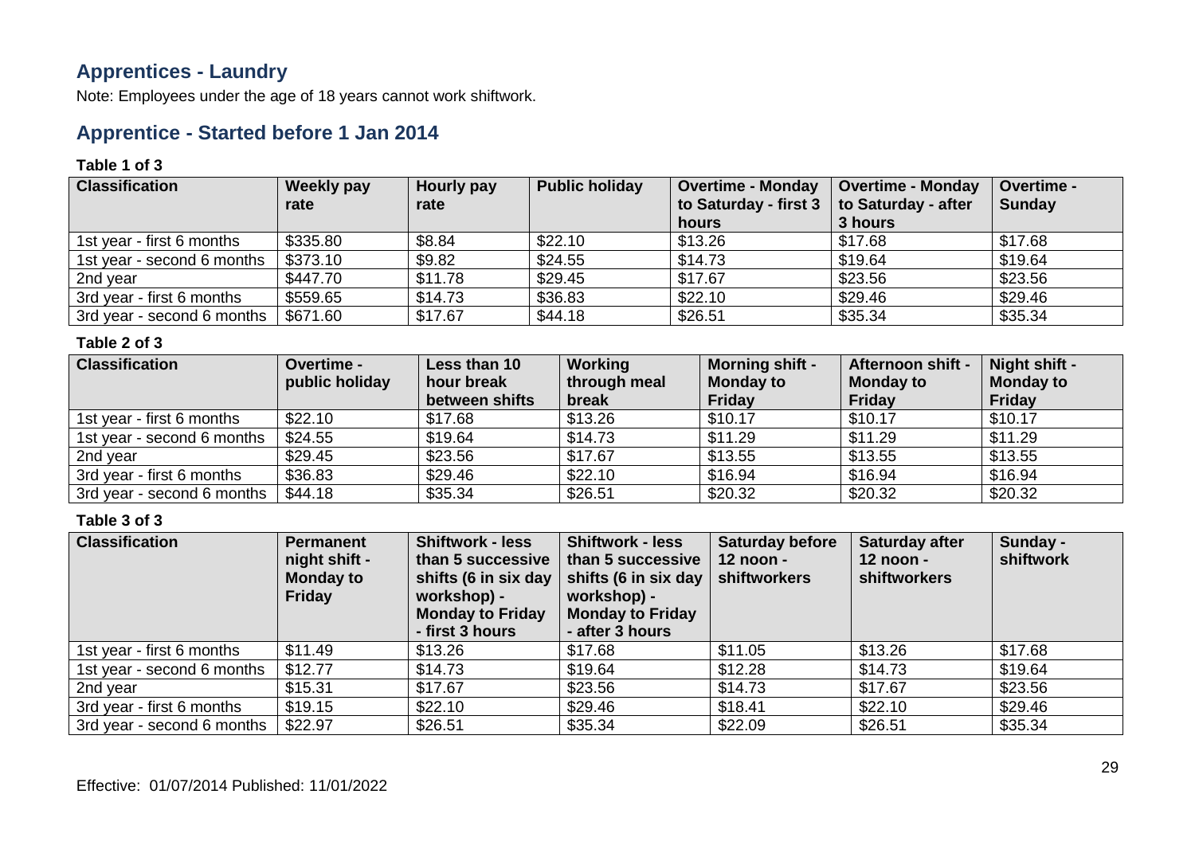## Apprentices - Laundry

Note: Employees under the age of 18 years cannot work shiftwork.

## Apprentice - Started before 1 Jan 2014

**Table 1 of 3**

| Classification | Weekly pay rate | Hourly pay rate | Public holiday | Overtime - Monday to Saturday - first 3 hours | Overtime - Monday to Saturday - after 3 hours | Overtime - Sunday |
|---|---|---|---|---|---|---|
| 1st year - first 6 months | $335.80 | $8.84 | $22.10 | $13.26 | $17.68 | $17.68 |
| 1st year - second 6 months | $373.10 | $9.82 | $24.55 | $14.73 | $19.64 | $19.64 |
| 2nd year | $447.70 | $11.78 | $29.45 | $17.67 | $23.56 | $23.56 |
| 3rd year - first 6 months | $559.65 | $14.73 | $36.83 | $22.10 | $29.46 | $29.46 |
| 3rd year - second 6 months | $671.60 | $17.67 | $44.18 | $26.51 | $35.34 | $35.34 |

**Table 2 of 3**

| Classification | Overtime - public holiday | Less than 10 hour break between shifts | Working through meal break | Morning shift - Monday to Friday | Afternoon shift - Monday to Friday | Night shift - Monday to Friday |
|---|---|---|---|---|---|---|
| 1st year - first 6 months | $22.10 | $17.68 | $13.26 | $10.17 | $10.17 | $10.17 |
| 1st year - second 6 months | $24.55 | $19.64 | $14.73 | $11.29 | $11.29 | $11.29 |
| 2nd year | $29.45 | $23.56 | $17.67 | $13.55 | $13.55 | $13.55 |
| 3rd year - first 6 months | $36.83 | $29.46 | $22.10 | $16.94 | $16.94 | $16.94 |
| 3rd year - second 6 months | $44.18 | $35.34 | $26.51 | $20.32 | $20.32 | $20.32 |

**Table 3 of 3**

| Classification | Permanent night shift - Monday to Friday | Shiftwork - less than 5 successive shifts (6 in six day workshop) - Monday to Friday - first 3 hours | Shiftwork - less than 5 successive shifts (6 in six day workshop) - Monday to Friday - after 3 hours | Saturday before 12 noon - shiftworkers | Saturday after 12 noon - shiftworkers | Sunday - shiftwork |
|---|---|---|---|---|---|---|
| 1st year - first 6 months | $11.49 | $13.26 | $17.68 | $11.05 | $13.26 | $17.68 |
| 1st year - second 6 months | $12.77 | $14.73 | $19.64 | $12.28 | $14.73 | $19.64 |
| 2nd year | $15.31 | $17.67 | $23.56 | $14.73 | $17.67 | $23.56 |
| 3rd year - first 6 months | $19.15 | $22.10 | $29.46 | $18.41 | $22.10 | $29.46 |
| 3rd year - second 6 months | $22.97 | $26.51 | $35.34 | $22.09 | $26.51 | $35.34 |

Effective: 01/07/2014 Published: 11/01/2022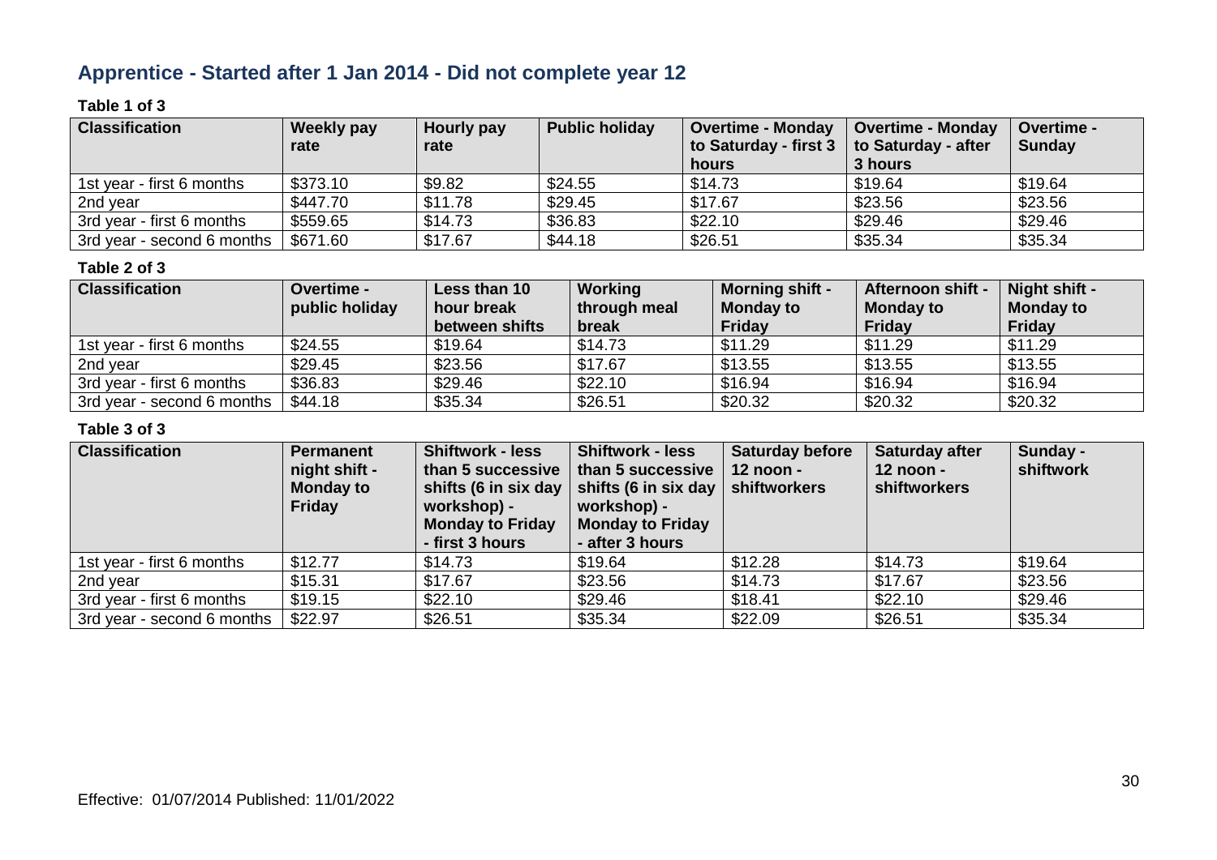## Apprentice - Started after 1 Jan 2014 - Did not complete year 12

**Table 1 of 3**

| Classification | Weekly pay rate | Hourly pay rate | Public holiday | Overtime - Monday to Saturday - first 3 hours | Overtime - Monday to Saturday - after 3 hours | Overtime - Sunday |
|---|---|---|---|---|---|---|
| 1st year - first 6 months | $373.10 | $9.82 | $24.55 | $14.73 | $19.64 | $19.64 |
| 2nd year | $447.70 | $11.78 | $29.45 | $17.67 | $23.56 | $23.56 |
| 3rd year - first 6 months | $559.65 | $14.73 | $36.83 | $22.10 | $29.46 | $29.46 |
| 3rd year - second 6 months | $671.60 | $17.67 | $44.18 | $26.51 | $35.34 | $35.34 |

**Table 2 of 3**

| Classification | Overtime - public holiday | Less than 10 hour break between shifts | Working through meal break | Morning shift - Monday to Friday | Afternoon shift - Monday to Friday | Night shift - Monday to Friday |
|---|---|---|---|---|---|---|
| 1st year - first 6 months | $24.55 | $19.64 | $14.73 | $11.29 | $11.29 | $11.29 |
| 2nd year | $29.45 | $23.56 | $17.67 | $13.55 | $13.55 | $13.55 |
| 3rd year - first 6 months | $36.83 | $29.46 | $22.10 | $16.94 | $16.94 | $16.94 |
| 3rd year - second 6 months | $44.18 | $35.34 | $26.51 | $20.32 | $20.32 | $20.32 |

**Table 3 of 3**

| Classification | Permanent night shift - Monday to Friday | Shiftwork - less than 5 successive shifts (6 in six day workshop) - Monday to Friday - first 3 hours | Shiftwork - less than 5 successive shifts (6 in six day workshop) - Monday to Friday - after 3 hours | Saturday before 12 noon - shiftworkers | Saturday after 12 noon - shiftworkers | Sunday - shiftwork |
|---|---|---|---|---|---|---|
| 1st year - first 6 months | $12.77 | $14.73 | $19.64 | $12.28 | $14.73 | $19.64 |
| 2nd year | $15.31 | $17.67 | $23.56 | $14.73 | $17.67 | $23.56 |
| 3rd year - first 6 months | $19.15 | $22.10 | $29.46 | $18.41 | $22.10 | $29.46 |
| 3rd year - second 6 months | $22.97 | $26.51 | $35.34 | $22.09 | $26.51 | $35.34 |

Effective: 01/07/2014 Published: 11/01/2022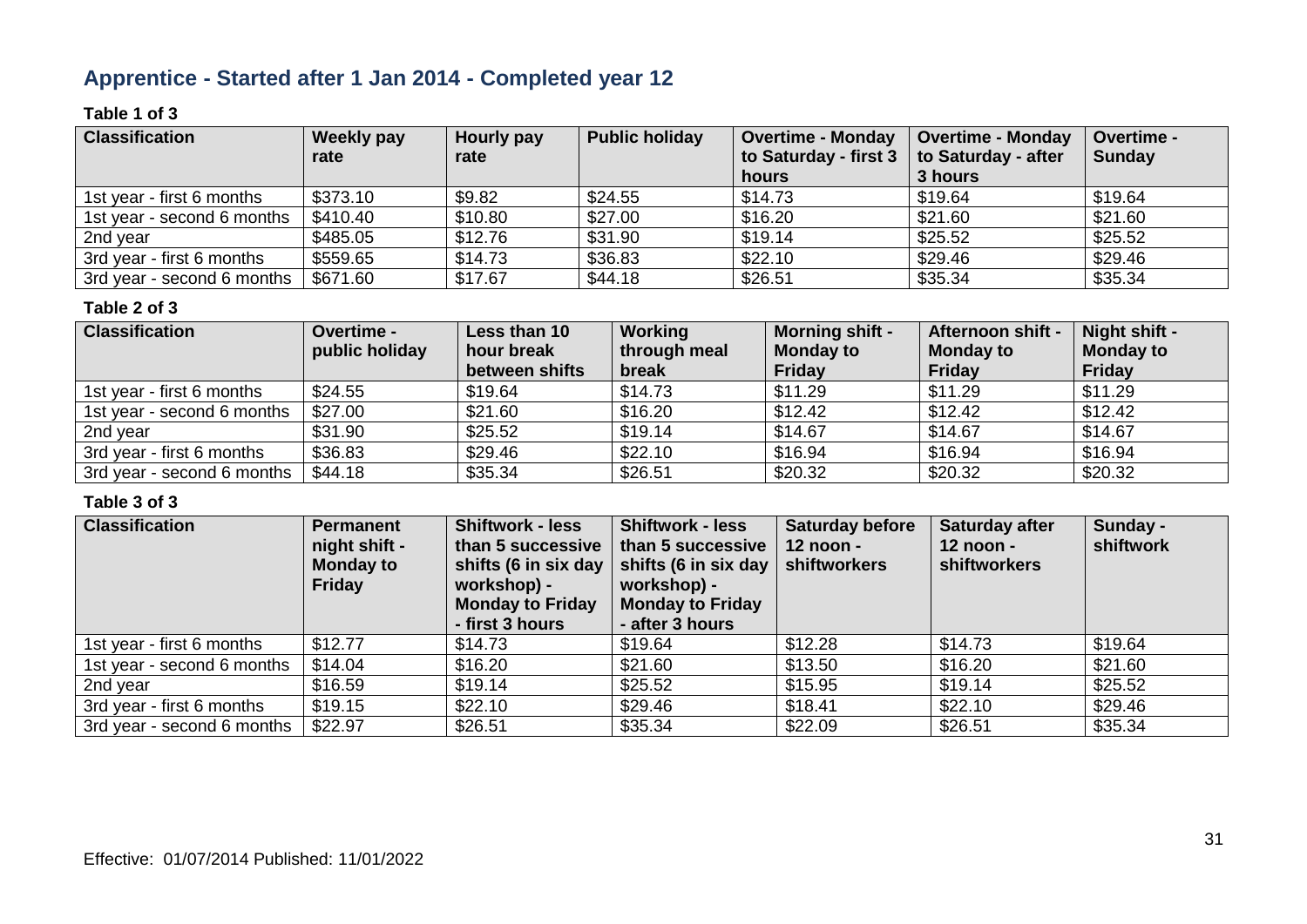## Apprentice - Started after 1 Jan 2014 - Completed year 12

**Table 1 of 3**

| Classification | Weekly pay rate | Hourly pay rate | Public holiday | Overtime - Monday to Saturday - first 3 hours | Overtime - Monday to Saturday - after 3 hours | Overtime - Sunday |
|---|---|---|---|---|---|---|
| 1st year - first 6 months | $373.10 | $9.82 | $24.55 | $14.73 | $19.64 | $19.64 |
| 1st year - second 6 months | $410.40 | $10.80 | $27.00 | $16.20 | $21.60 | $21.60 |
| 2nd year | $485.05 | $12.76 | $31.90 | $19.14 | $25.52 | $25.52 |
| 3rd year - first 6 months | $559.65 | $14.73 | $36.83 | $22.10 | $29.46 | $29.46 |
| 3rd year - second 6 months | $671.60 | $17.67 | $44.18 | $26.51 | $35.34 | $35.34 |

**Table 2 of 3**

| Classification | Overtime - public holiday | Less than 10 hour break between shifts | Working through meal break | Morning shift - Monday to Friday | Afternoon shift - Monday to Friday | Night shift - Monday to Friday |
|---|---|---|---|---|---|---|
| 1st year - first 6 months | $24.55 | $19.64 | $14.73 | $11.29 | $11.29 | $11.29 |
| 1st year - second 6 months | $27.00 | $21.60 | $16.20 | $12.42 | $12.42 | $12.42 |
| 2nd year | $31.90 | $25.52 | $19.14 | $14.67 | $14.67 | $14.67 |
| 3rd year - first 6 months | $36.83 | $29.46 | $22.10 | $16.94 | $16.94 | $16.94 |
| 3rd year - second 6 months | $44.18 | $35.34 | $26.51 | $20.32 | $20.32 | $20.32 |

**Table 3 of 3**

| Classification | Permanent night shift - Monday to Friday | Shiftwork - less than 5 successive shifts (6 in six day workshop) - Monday to Friday - first 3 hours | Shiftwork - less than 5 successive shifts (6 in six day workshop) - Monday to Friday - after 3 hours | Saturday before 12 noon - shiftworkers | Saturday after 12 noon - shiftworkers | Sunday - shiftwork |
|---|---|---|---|---|---|---|
| 1st year - first 6 months | $12.77 | $14.73 | $19.64 | $12.28 | $14.73 | $19.64 |
| 1st year - second 6 months | $14.04 | $16.20 | $21.60 | $13.50 | $16.20 | $21.60 |
| 2nd year | $16.59 | $19.14 | $25.52 | $15.95 | $19.14 | $25.52 |
| 3rd year - first 6 months | $19.15 | $22.10 | $29.46 | $18.41 | $22.10 | $29.46 |
| 3rd year - second 6 months | $22.97 | $26.51 | $35.34 | $22.09 | $26.51 | $35.34 |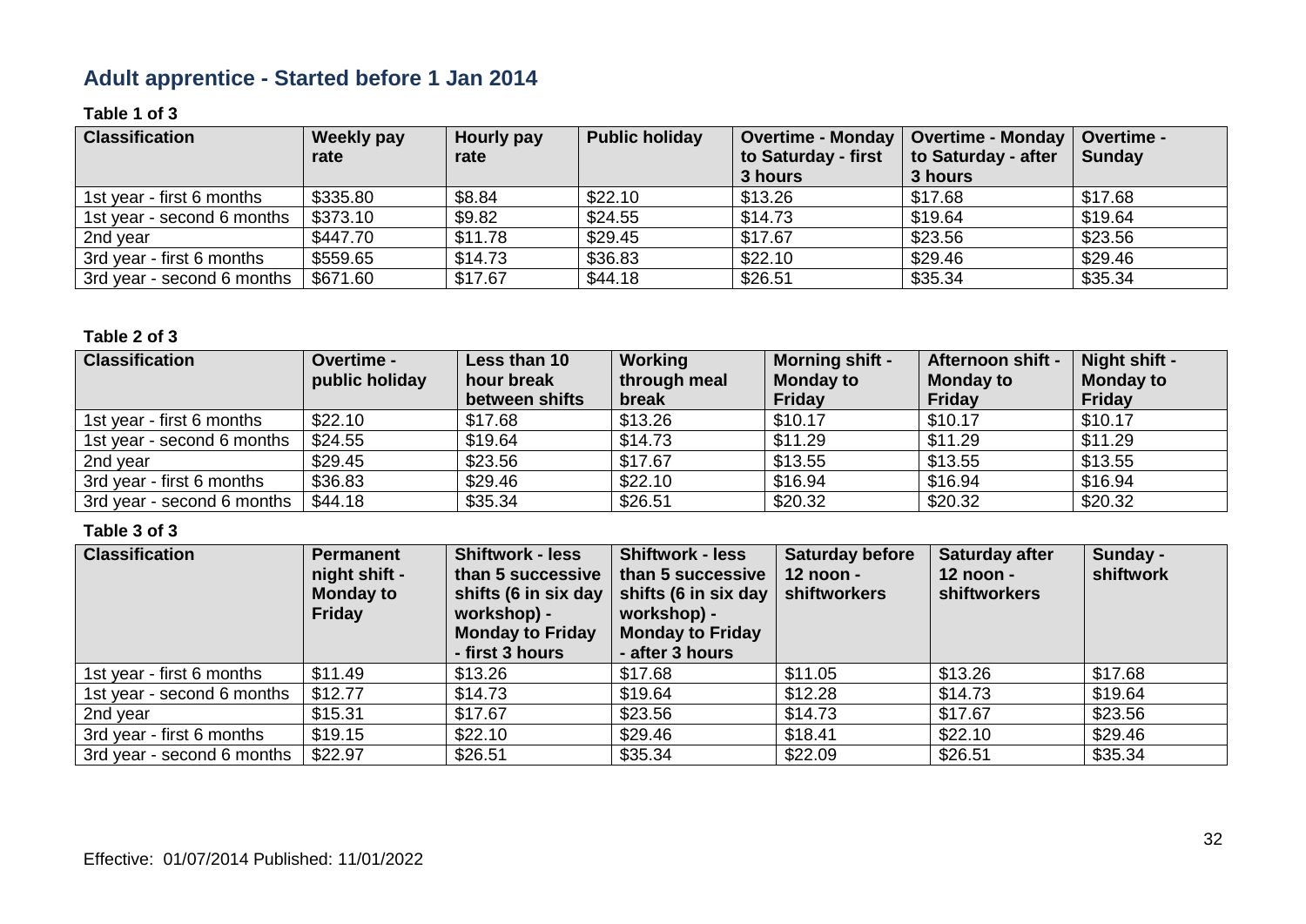## Adult apprentice - Started before 1 Jan 2014

**Table 1 of 3**

| Classification | Weekly pay rate | Hourly pay rate | Public holiday | Overtime - Monday to Saturday - first 3 hours | Overtime - Monday to Saturday - after 3 hours | Overtime - Sunday |
|---|---|---|---|---|---|---|
| 1st year - first 6 months | $335.80 | $8.84 | $22.10 | $13.26 | $17.68 | $17.68 |
| 1st year - second 6 months | $373.10 | $9.82 | $24.55 | $14.73 | $19.64 | $19.64 |
| 2nd year | $447.70 | $11.78 | $29.45 | $17.67 | $23.56 | $23.56 |
| 3rd year - first 6 months | $559.65 | $14.73 | $36.83 | $22.10 | $29.46 | $29.46 |
| 3rd year - second 6 months | $671.60 | $17.67 | $44.18 | $26.51 | $35.34 | $35.34 |

**Table 2 of 3**

| Classification | Overtime - public holiday | Less than 10 hour break between shifts | Working through meal break | Morning shift - Monday to Friday | Afternoon shift - Monday to Friday | Night shift - Monday to Friday |
|---|---|---|---|---|---|---|
| 1st year - first 6 months | $22.10 | $17.68 | $13.26 | $10.17 | $10.17 | $10.17 |
| 1st year - second 6 months | $24.55 | $19.64 | $14.73 | $11.29 | $11.29 | $11.29 |
| 2nd year | $29.45 | $23.56 | $17.67 | $13.55 | $13.55 | $13.55 |
| 3rd year - first 6 months | $36.83 | $29.46 | $22.10 | $16.94 | $16.94 | $16.94 |
| 3rd year - second 6 months | $44.18 | $35.34 | $26.51 | $20.32 | $20.32 | $20.32 |

**Table 3 of 3**

| Classification | Permanent night shift - Monday to Friday | Shiftwork - less than 5 successive shifts (6 in six day workshop) - Monday to Friday - first 3 hours | Shiftwork - less than 5 successive shifts (6 in six day workshop) - Monday to Friday - after 3 hours | Saturday before 12 noon - shiftworkers | Saturday after 12 noon - shiftworkers | Sunday - shiftwork |
|---|---|---|---|---|---|---|
| 1st year - first 6 months | $11.49 | $13.26 | $17.68 | $11.05 | $13.26 | $17.68 |
| 1st year - second 6 months | $12.77 | $14.73 | $19.64 | $12.28 | $14.73 | $19.64 |
| 2nd year | $15.31 | $17.67 | $23.56 | $14.73 | $17.67 | $23.56 |
| 3rd year - first 6 months | $19.15 | $22.10 | $29.46 | $18.41 | $22.10 | $29.46 |
| 3rd year - second 6 months | $22.97 | $26.51 | $35.34 | $22.09 | $26.51 | $35.34 |

Effective: 01/07/2014 Published: 11/01/2022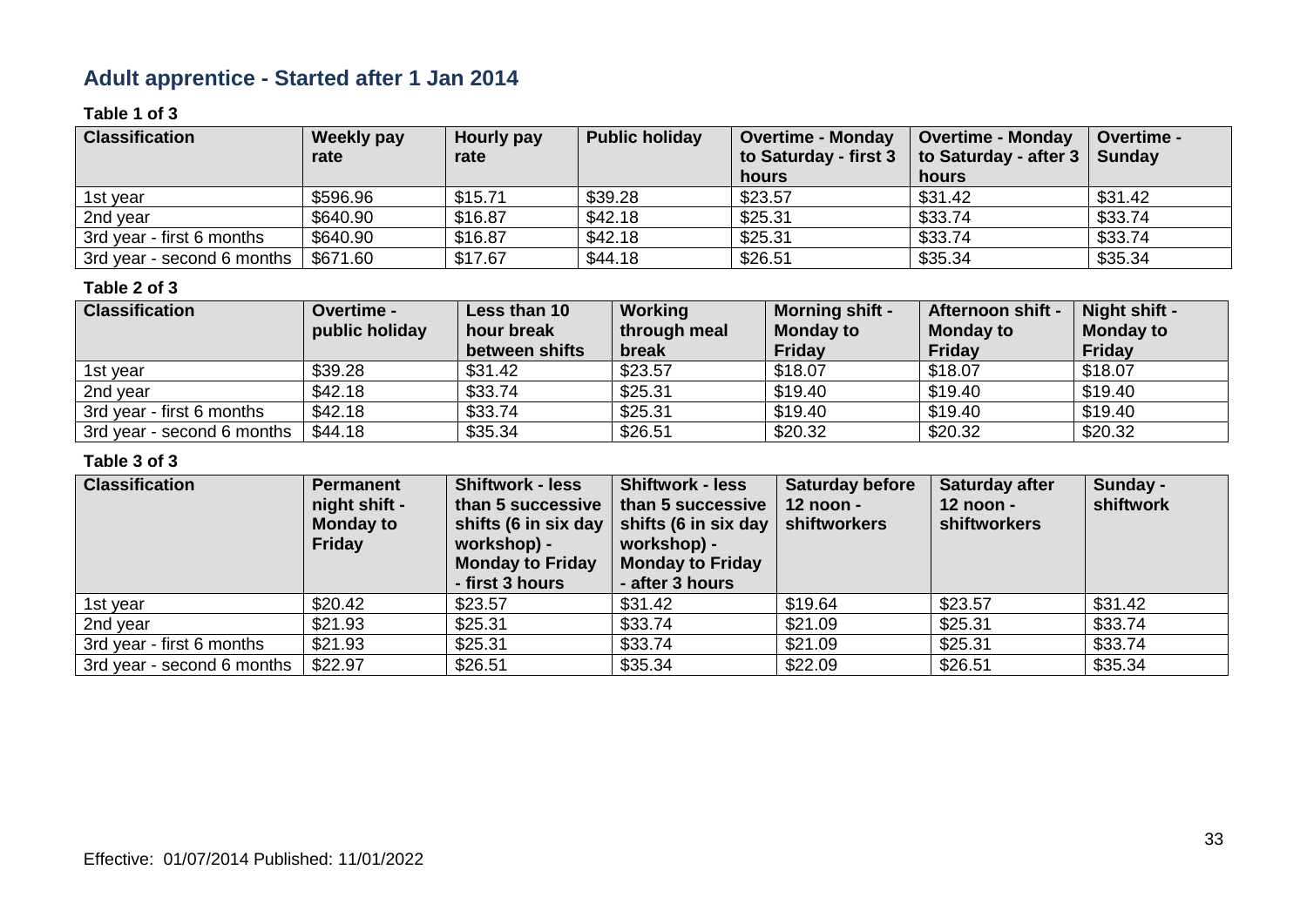## Adult apprentice - Started after 1 Jan 2014

**Table 1 of 3**

| Classification | Weekly pay rate | Hourly pay rate | Public holiday | Overtime - Monday to Saturday - first 3 hours | Overtime - Monday to Saturday - after 3 hours | Overtime - Sunday |
|---|---|---|---|---|---|---|
| 1st year | $596.96 | $15.71 | $39.28 | $23.57 | $31.42 | $31.42 |
| 2nd year | $640.90 | $16.87 | $42.18 | $25.31 | $33.74 | $33.74 |
| 3rd year - first 6 months | $640.90 | $16.87 | $42.18 | $25.31 | $33.74 | $33.74 |
| 3rd year - second 6 months | $671.60 | $17.67 | $44.18 | $26.51 | $35.34 | $35.34 |

**Table 2 of 3**

| Classification | Overtime - public holiday | Less than 10 hour break between shifts | Working through meal break | Morning shift - Monday to Friday | Afternoon shift - Monday to Friday | Night shift - Monday to Friday |
|---|---|---|---|---|---|---|
| 1st year | $39.28 | $31.42 | $23.57 | $18.07 | $18.07 | $18.07 |
| 2nd year | $42.18 | $33.74 | $25.31 | $19.40 | $19.40 | $19.40 |
| 3rd year - first 6 months | $42.18 | $33.74 | $25.31 | $19.40 | $19.40 | $19.40 |
| 3rd year - second 6 months | $44.18 | $35.34 | $26.51 | $20.32 | $20.32 | $20.32 |

**Table 3 of 3**

| Classification | Permanent night shift - Monday to Friday | Shiftwork - less than 5 successive shifts (6 in six day workshop) - Monday to Friday - first 3 hours | Shiftwork - less than 5 successive shifts (6 in six day workshop) - Monday to Friday - after 3 hours | Saturday before 12 noon - shiftworkers | Saturday after 12 noon - shiftworkers | Sunday - shiftwork |
|---|---|---|---|---|---|---|
| 1st year | $20.42 | $23.57 | $31.42 | $19.64 | $23.57 | $31.42 |
| 2nd year | $21.93 | $25.31 | $33.74 | $21.09 | $25.31 | $33.74 |
| 3rd year - first 6 months | $21.93 | $25.31 | $33.74 | $21.09 | $25.31 | $33.74 |
| 3rd year - second 6 months | $22.97 | $26.51 | $35.34 | $22.09 | $26.51 | $35.34 |

Effective: 01/07/2014 Published: 11/01/2022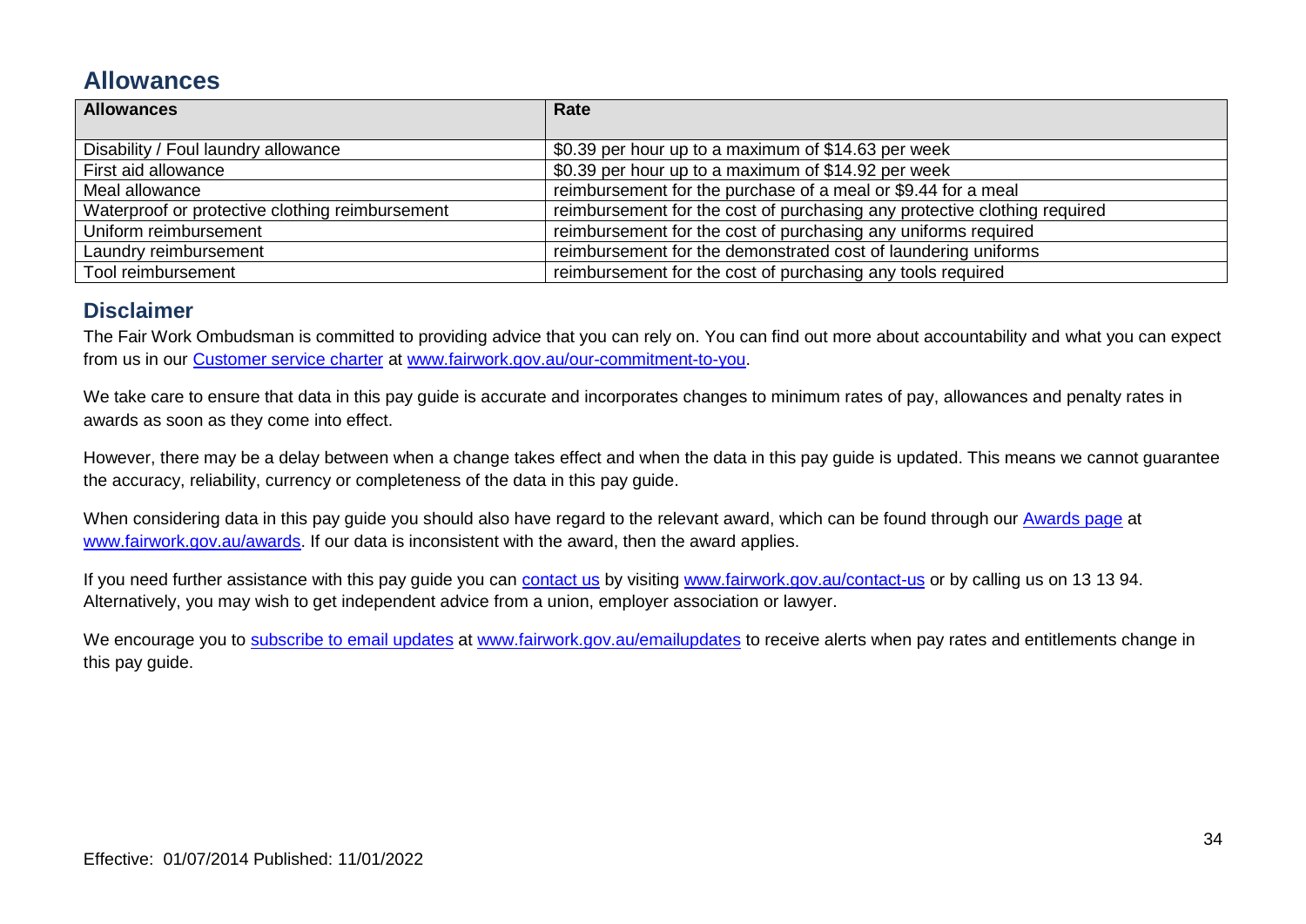## Allowances

| Allowances | Rate |
|---|---|
| Disability / Foul laundry allowance | $0.39 per hour up to a maximum of $14.63 per week |
| First aid allowance | $0.39 per hour up to a maximum of $14.92 per week |
| Meal allowance | reimbursement for the purchase of a meal or $9.44 for a meal |
| Waterproof or protective clothing reimbursement | reimbursement for the cost of purchasing any protective clothing required |
| Uniform reimbursement | reimbursement for the cost of purchasing any uniforms required |
| Laundry reimbursement | reimbursement for the demonstrated cost of laundering uniforms |
| Tool reimbursement | reimbursement for the cost of purchasing any tools required |

## Disclaimer

The Fair Work Ombudsman is committed to providing advice that you can rely on. You can find out more about accountability and what you can expect from us in our [Customer service charter](www.fairwork.gov.au/our-commitment-to-you) at [www.fairwork.gov.au/our-commitment-to-you](www.fairwork.gov.au/our-commitment-to-you).

We take care to ensure that data in this pay guide is accurate and incorporates changes to minimum rates of pay, allowances and penalty rates in awards as soon as they come into effect.

However, there may be a delay between when a change takes effect and when the data in this pay guide is updated. This means we cannot guarantee the accuracy, reliability, currency or completeness of the data in this pay guide.

When considering data in this pay guide you should also have regard to the relevant award, which can be found through our [Awards page](www.fairwork.gov.au/awards) at [www.fairwork.gov.au/awards](www.fairwork.gov.au/awards). If our data is inconsistent with the award, then the award applies.

If you need further assistance with this pay guide you can [contact us](www.fairwork.gov.au/contact-us) by visiting [www.fairwork.gov.au/contact-us](www.fairwork.gov.au/contact-us) or by calling us on 13 13 94. Alternatively, you may wish to get independent advice from a union, employer association or lawyer.

We encourage you to [subscribe to email updates](www.fairwork.gov.au/emailupdates) at [www.fairwork.gov.au/emailupdates](www.fairwork.gov.au/emailupdates) to receive alerts when pay rates and entitlements change in this pay guide.

Effective: 01/07/2014 Published: 11/01/2022